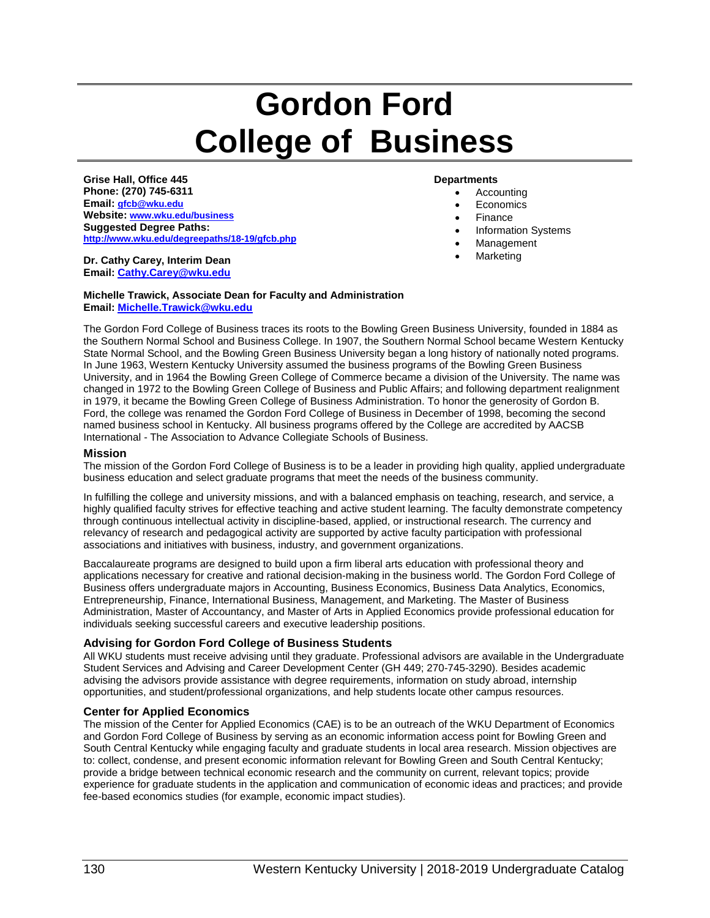# Gordon Ford College of Business

**Grise Hall, Office 445**
**Phone: (270) 745-6311**
**Email: gfcb@wku.edu**
**Website: www.wku.edu/business**
**Suggested Degree Paths:**
**http://www.wku.edu/degreepaths/18-19/gfcb.php**

**Dr. Cathy Carey, Interim Dean**
**Email: Cathy.Carey@wku.edu**

**Michelle Trawick, Associate Dean for Faculty and Administration**
**Email: Michelle.Trawick@wku.edu**

**Departments**

- Accounting
- Economics
- Finance
- Information Systems
- Management
- Marketing

The Gordon Ford College of Business traces its roots to the Bowling Green Business University, founded in 1884 as the Southern Normal School and Business College. In 1907, the Southern Normal School became Western Kentucky State Normal School, and the Bowling Green Business University began a long history of nationally noted programs. In June 1963, Western Kentucky University assumed the business programs of the Bowling Green Business University, and in 1964 the Bowling Green College of Commerce became a division of the University. The name was changed in 1972 to the Bowling Green College of Business and Public Affairs; and following department realignment in 1979, it became the Bowling Green College of Business Administration. To honor the generosity of Gordon B. Ford, the college was renamed the Gordon Ford College of Business in December of 1998, becoming the second named business school in Kentucky. All business programs offered by the College are accredited by AACSB International - The Association to Advance Collegiate Schools of Business.

### Mission

The mission of the Gordon Ford College of Business is to be a leader in providing high quality, applied undergraduate business education and select graduate programs that meet the needs of the business community.

In fulfilling the college and university missions, and with a balanced emphasis on teaching, research, and service, a highly qualified faculty strives for effective teaching and active student learning. The faculty demonstrate competency through continuous intellectual activity in discipline-based, applied, or instructional research. The currency and relevancy of research and pedagogical activity are supported by active faculty participation with professional associations and initiatives with business, industry, and government organizations.

Baccalaureate programs are designed to build upon a firm liberal arts education with professional theory and applications necessary for creative and rational decision-making in the business world. The Gordon Ford College of Business offers undergraduate majors in Accounting, Business Economics, Business Data Analytics, Economics, Entrepreneurship, Finance, International Business, Management, and Marketing. The Master of Business Administration, Master of Accountancy, and Master of Arts in Applied Economics provide professional education for individuals seeking successful careers and executive leadership positions.

### Advising for Gordon Ford College of Business Students

All WKU students must receive advising until they graduate. Professional advisors are available in the Undergraduate Student Services and Advising and Career Development Center (GH 449; 270-745-3290). Besides academic advising the advisors provide assistance with degree requirements, information on study abroad, internship opportunities, and student/professional organizations, and help students locate other campus resources.

### Center for Applied Economics

The mission of the Center for Applied Economics (CAE) is to be an outreach of the WKU Department of Economics and Gordon Ford College of Business by serving as an economic information access point for Bowling Green and South Central Kentucky while engaging faculty and graduate students in local area research. Mission objectives are to: collect, condense, and present economic information relevant for Bowling Green and South Central Kentucky; provide a bridge between technical economic research and the community on current, relevant topics; provide experience for graduate students in the application and communication of economic ideas and practices; and provide fee-based economics studies (for example, economic impact studies).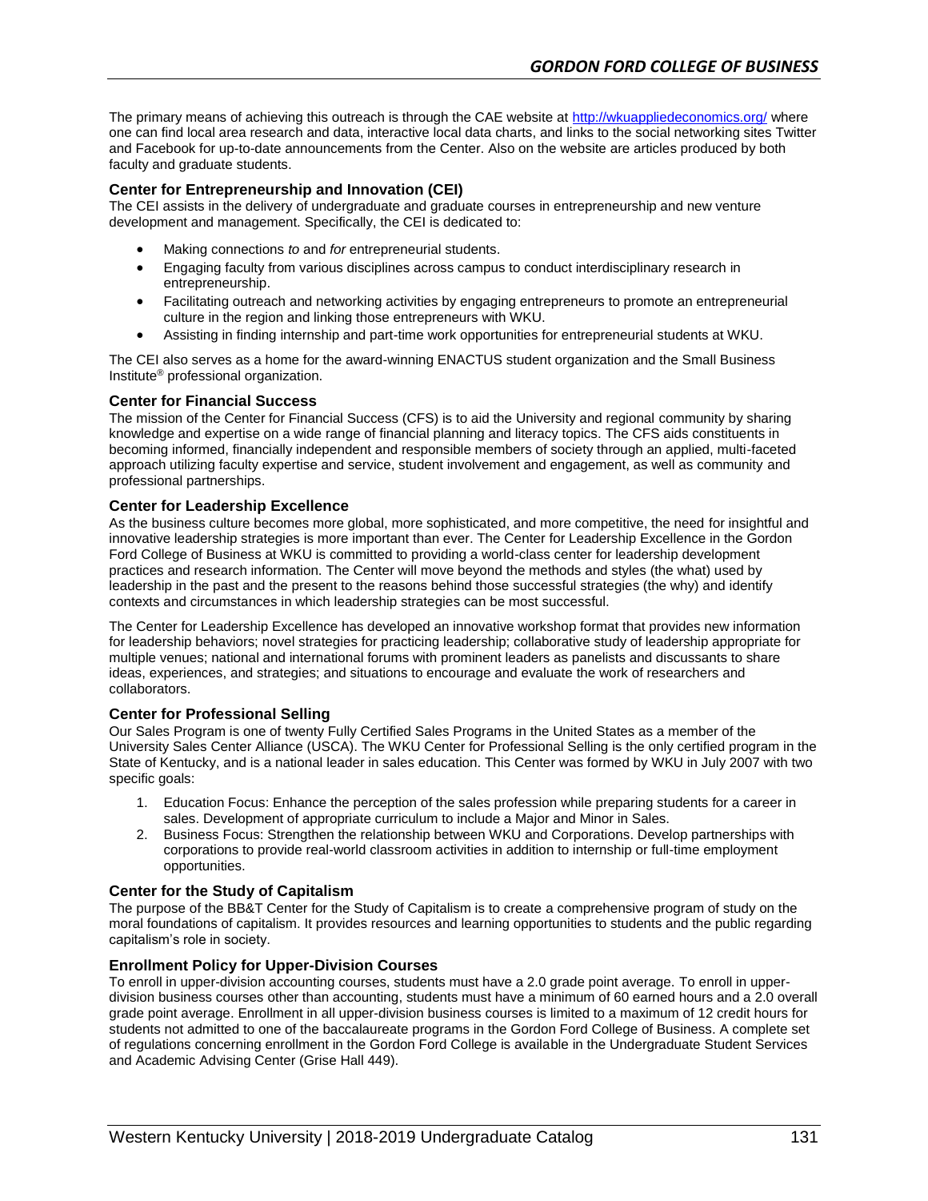The primary means of achieving this outreach is through the CAE website at http://wkuappliedeconomics.org/ where one can find local area research and data, interactive local data charts, and links to the social networking sites Twitter and Facebook for up-to-date announcements from the Center. Also on the website are articles produced by both faculty and graduate students.

### Center for Entrepreneurship and Innovation (CEI)

The CEI assists in the delivery of undergraduate and graduate courses in entrepreneurship and new venture development and management. Specifically, the CEI is dedicated to:

- Making connections *to* and *for* entrepreneurial students.
- Engaging faculty from various disciplines across campus to conduct interdisciplinary research in entrepreneurship.
- Facilitating outreach and networking activities by engaging entrepreneurs to promote an entrepreneurial culture in the region and linking those entrepreneurs with WKU.
- Assisting in finding internship and part-time work opportunities for entrepreneurial students at WKU.

The CEI also serves as a home for the award-winning ENACTUS student organization and the Small Business Institute® professional organization.

### Center for Financial Success

The mission of the Center for Financial Success (CFS) is to aid the University and regional community by sharing knowledge and expertise on a wide range of financial planning and literacy topics. The CFS aids constituents in becoming informed, financially independent and responsible members of society through an applied, multi-faceted approach utilizing faculty expertise and service, student involvement and engagement, as well as community and professional partnerships.

### Center for Leadership Excellence

As the business culture becomes more global, more sophisticated, and more competitive, the need for insightful and innovative leadership strategies is more important than ever. The Center for Leadership Excellence in the Gordon Ford College of Business at WKU is committed to providing a world-class center for leadership development practices and research information. The Center will move beyond the methods and styles (the what) used by leadership in the past and the present to the reasons behind those successful strategies (the why) and identify contexts and circumstances in which leadership strategies can be most successful.

The Center for Leadership Excellence has developed an innovative workshop format that provides new information for leadership behaviors; novel strategies for practicing leadership; collaborative study of leadership appropriate for multiple venues; national and international forums with prominent leaders as panelists and discussants to share ideas, experiences, and strategies; and situations to encourage and evaluate the work of researchers and collaborators.

### Center for Professional Selling

Our Sales Program is one of twenty Fully Certified Sales Programs in the United States as a member of the University Sales Center Alliance (USCA). The WKU Center for Professional Selling is the only certified program in the State of Kentucky, and is a national leader in sales education. This Center was formed by WKU in July 2007 with two specific goals:

1. Education Focus: Enhance the perception of the sales profession while preparing students for a career in sales. Development of appropriate curriculum to include a Major and Minor in Sales.
2. Business Focus: Strengthen the relationship between WKU and Corporations. Develop partnerships with corporations to provide real-world classroom activities in addition to internship or full-time employment opportunities.

### Center for the Study of Capitalism

The purpose of the BB&T Center for the Study of Capitalism is to create a comprehensive program of study on the moral foundations of capitalism. It provides resources and learning opportunities to students and the public regarding capitalism's role in society.

### Enrollment Policy for Upper-Division Courses

To enroll in upper-division accounting courses, students must have a 2.0 grade point average. To enroll in upper-division business courses other than accounting, students must have a minimum of 60 earned hours and a 2.0 overall grade point average. Enrollment in all upper-division business courses is limited to a maximum of 12 credit hours for students not admitted to one of the baccalaureate programs in the Gordon Ford College of Business. A complete set of regulations concerning enrollment in the Gordon Ford College is available in the Undergraduate Student Services and Academic Advising Center (Grise Hall 449).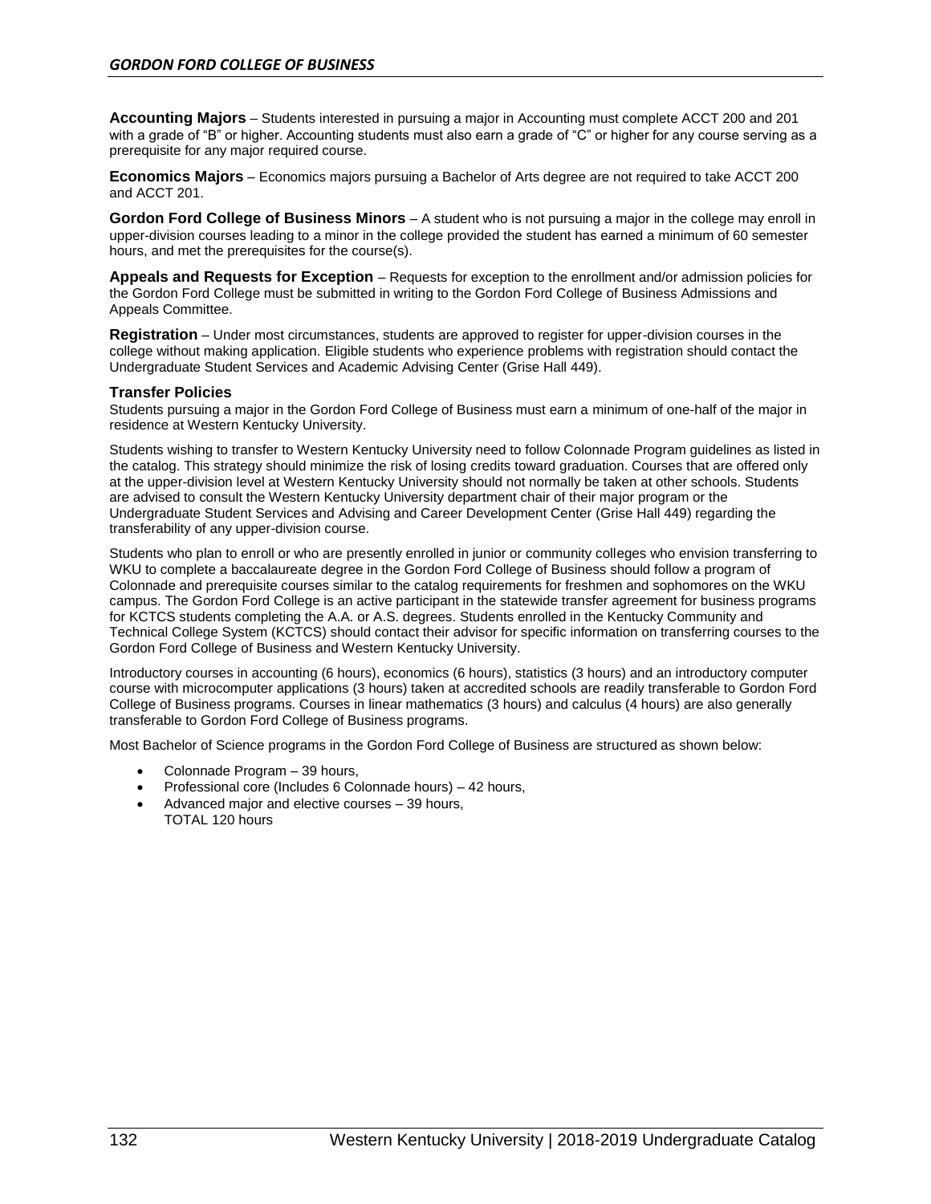**Accounting Majors** – Students interested in pursuing a major in Accounting must complete ACCT 200 and 201 with a grade of "B" or higher. Accounting students must also earn a grade of "C" or higher for any course serving as a prerequisite for any major required course.

**Economics Majors** – Economics majors pursuing a Bachelor of Arts degree are not required to take ACCT 200 and ACCT 201.

**Gordon Ford College of Business Minors** – A student who is not pursuing a major in the college may enroll in upper-division courses leading to a minor in the college provided the student has earned a minimum of 60 semester hours, and met the prerequisites for the course(s).

**Appeals and Requests for Exception** – Requests for exception to the enrollment and/or admission policies for the Gordon Ford College must be submitted in writing to the Gordon Ford College of Business Admissions and Appeals Committee.

**Registration** – Under most circumstances, students are approved to register for upper-division courses in the college without making application. Eligible students who experience problems with registration should contact the Undergraduate Student Services and Academic Advising Center (Grise Hall 449).

### Transfer Policies

Students pursuing a major in the Gordon Ford College of Business must earn a minimum of one-half of the major in residence at Western Kentucky University.

Students wishing to transfer to Western Kentucky University need to follow Colonnade Program guidelines as listed in the catalog. This strategy should minimize the risk of losing credits toward graduation. Courses that are offered only at the upper-division level at Western Kentucky University should not normally be taken at other schools. Students are advised to consult the Western Kentucky University department chair of their major program or the Undergraduate Student Services and Advising and Career Development Center (Grise Hall 449) regarding the transferability of any upper-division course.

Students who plan to enroll or who are presently enrolled in junior or community colleges who envision transferring to WKU to complete a baccalaureate degree in the Gordon Ford College of Business should follow a program of Colonnade and prerequisite courses similar to the catalog requirements for freshmen and sophomores on the WKU campus. The Gordon Ford College is an active participant in the statewide transfer agreement for business programs for KCTCS students completing the A.A. or A.S. degrees. Students enrolled in the Kentucky Community and Technical College System (KCTCS) should contact their advisor for specific information on transferring courses to the Gordon Ford College of Business and Western Kentucky University.

Introductory courses in accounting (6 hours), economics (6 hours), statistics (3 hours) and an introductory computer course with microcomputer applications (3 hours) taken at accredited schools are readily transferable to Gordon Ford College of Business programs. Courses in linear mathematics (3 hours) and calculus (4 hours) are also generally transferable to Gordon Ford College of Business programs.

Most Bachelor of Science programs in the Gordon Ford College of Business are structured as shown below:

- Colonnade Program – 39 hours,
- Professional core (Includes 6 Colonnade hours) – 42 hours,
- Advanced major and elective courses – 39 hours,
  TOTAL 120 hours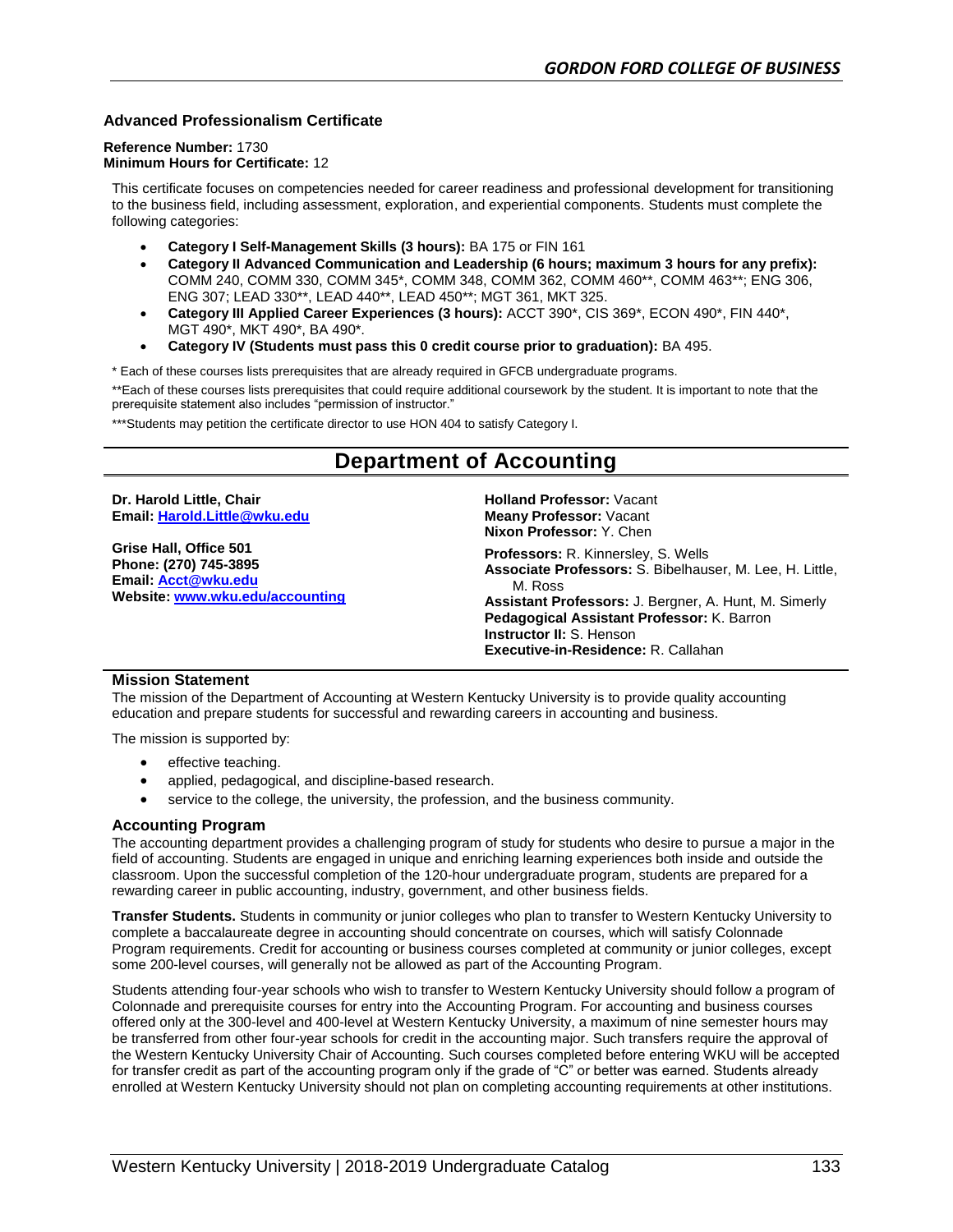### Advanced Professionalism Certificate

**Reference Number:** 1730
**Minimum Hours for Certificate:** 12

This certificate focuses on competencies needed for career readiness and professional development for transitioning to the business field, including assessment, exploration, and experiential components. Students must complete the following categories:

- **Category I Self-Management Skills (3 hours):** BA 175 or FIN 161
- **Category II Advanced Communication and Leadership (6 hours; maximum 3 hours for any prefix):** COMM 240, COMM 330, COMM 345*, COMM 348, COMM 362, COMM 460**, COMM 463**; ENG 306, ENG 307; LEAD 330**, LEAD 440**, LEAD 450**; MGT 361, MKT 325.
- **Category III Applied Career Experiences (3 hours):** ACCT 390*, CIS 369*, ECON 490*, FIN 440*, MGT 490*, MKT 490*, BA 490*.
- **Category IV (Students must pass this 0 credit course prior to graduation):** BA 495.

* Each of these courses lists prerequisites that are already required in GFCB undergraduate programs.

**Each of these courses lists prerequisites that could require additional coursework by the student. It is important to note that the prerequisite statement also includes "permission of instructor."

***Students may petition the certificate director to use HON 404 to satisfy Category I.

# Department of Accounting

**Dr. Harold Little, Chair**
**Email: Harold.Little@wku.edu**

**Grise Hall, Office 501**
**Phone: (270) 745-3895**
**Email: Acct@wku.edu**
**Website: www.wku.edu/accounting**

**Holland Professor:** Vacant
**Meany Professor:** Vacant
**Nixon Professor:** Y. Chen

**Professors:** R. Kinnersley, S. Wells
**Associate Professors:** S. Bibelhauser, M. Lee, H. Little, M. Ross
**Assistant Professors:** J. Bergner, A. Hunt, M. Simerly
**Pedagogical Assistant Professor:** K. Barron
**Instructor II:** S. Henson
**Executive-in-Residence:** R. Callahan

### Mission Statement

The mission of the Department of Accounting at Western Kentucky University is to provide quality accounting education and prepare students for successful and rewarding careers in accounting and business.

The mission is supported by:

- effective teaching.
- applied, pedagogical, and discipline-based research.
- service to the college, the university, the profession, and the business community.

### Accounting Program

The accounting department provides a challenging program of study for students who desire to pursue a major in the field of accounting. Students are engaged in unique and enriching learning experiences both inside and outside the classroom. Upon the successful completion of the 120-hour undergraduate program, students are prepared for a rewarding career in public accounting, industry, government, and other business fields.

**Transfer Students.** Students in community or junior colleges who plan to transfer to Western Kentucky University to complete a baccalaureate degree in accounting should concentrate on courses, which will satisfy Colonnade Program requirements. Credit for accounting or business courses completed at community or junior colleges, except some 200-level courses, will generally not be allowed as part of the Accounting Program.

Students attending four-year schools who wish to transfer to Western Kentucky University should follow a program of Colonnade and prerequisite courses for entry into the Accounting Program. For accounting and business courses offered only at the 300-level and 400-level at Western Kentucky University, a maximum of nine semester hours may be transferred from other four-year schools for credit in the accounting major. Such transfers require the approval of the Western Kentucky University Chair of Accounting. Such courses completed before entering WKU will be accepted for transfer credit as part of the accounting program only if the grade of "C" or better was earned. Students already enrolled at Western Kentucky University should not plan on completing accounting requirements at other institutions.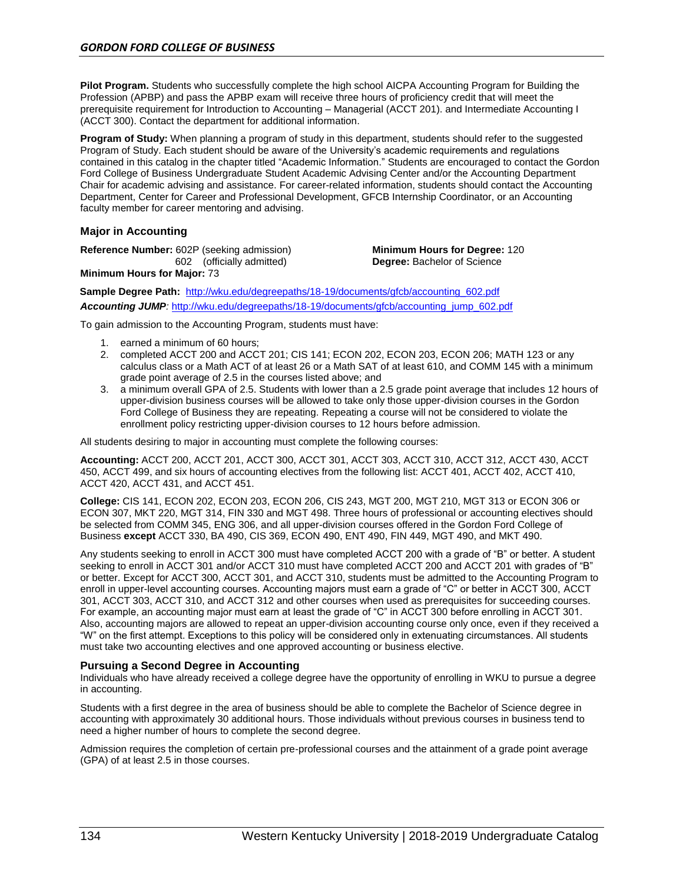**Pilot Program.** Students who successfully complete the high school AICPA Accounting Program for Building the Profession (APBP) and pass the APBP exam will receive three hours of proficiency credit that will meet the prerequisite requirement for Introduction to Accounting – Managerial (ACCT 201). and Intermediate Accounting I (ACCT 300). Contact the department for additional information.

**Program of Study:** When planning a program of study in this department, students should refer to the suggested Program of Study. Each student should be aware of the University's academic requirements and regulations contained in this catalog in the chapter titled "Academic Information." Students are encouraged to contact the Gordon Ford College of Business Undergraduate Student Academic Advising Center and/or the Accounting Department Chair for academic advising and assistance. For career-related information, students should contact the Accounting Department, Center for Career and Professional Development, GFCB Internship Coordinator, or an Accounting faculty member for career mentoring and advising.

### Major in Accounting

**Reference Number:** 602P (seeking admission)
602 (officially admitted)
**Minimum Hours for Major:** 73
**Minimum Hours for Degree:** 120
**Degree:** Bachelor of Science

**Sample Degree Path:** http://wku.edu/degreepaths/18-19/documents/gfcb/accounting_602.pdf
***Accounting JUMP**:* http://wku.edu/degreepaths/18-19/documents/gfcb/accounting_jump_602.pdf

To gain admission to the Accounting Program, students must have:

1. earned a minimum of 60 hours;
2. completed ACCT 200 and ACCT 201; CIS 141; ECON 202, ECON 203, ECON 206; MATH 123 or any calculus class or a Math ACT of at least 26 or a Math SAT of at least 610, and COMM 145 with a minimum grade point average of 2.5 in the courses listed above; and
3. a minimum overall GPA of 2.5. Students with lower than a 2.5 grade point average that includes 12 hours of upper-division business courses will be allowed to take only those upper-division courses in the Gordon Ford College of Business they are repeating. Repeating a course will not be considered to violate the enrollment policy restricting upper-division courses to 12 hours before admission.

All students desiring to major in accounting must complete the following courses:

**Accounting:** ACCT 200, ACCT 201, ACCT 300, ACCT 301, ACCT 303, ACCT 310, ACCT 312, ACCT 430, ACCT 450, ACCT 499, and six hours of accounting electives from the following list: ACCT 401, ACCT 402, ACCT 410, ACCT 420, ACCT 431, and ACCT 451.

**College:** CIS 141, ECON 202, ECON 203, ECON 206, CIS 243, MGT 200, MGT 210, MGT 313 or ECON 306 or ECON 307, MKT 220, MGT 314, FIN 330 and MGT 498. Three hours of professional or accounting electives should be selected from COMM 345, ENG 306, and all upper-division courses offered in the Gordon Ford College of Business **except** ACCT 330, BA 490, CIS 369, ECON 490, ENT 490, FIN 449, MGT 490, and MKT 490.

Any students seeking to enroll in ACCT 300 must have completed ACCT 200 with a grade of "B" or better. A student seeking to enroll in ACCT 301 and/or ACCT 310 must have completed ACCT 200 and ACCT 201 with grades of "B" or better. Except for ACCT 300, ACCT 301, and ACCT 310, students must be admitted to the Accounting Program to enroll in upper-level accounting courses. Accounting majors must earn a grade of "C" or better in ACCT 300, ACCT 301, ACCT 303, ACCT 310, and ACCT 312 and other courses when used as prerequisites for succeeding courses. For example, an accounting major must earn at least the grade of "C" in ACCT 300 before enrolling in ACCT 301. Also, accounting majors are allowed to repeat an upper-division accounting course only once, even if they received a "W" on the first attempt. Exceptions to this policy will be considered only in extenuating circumstances. All students must take two accounting electives and one approved accounting or business elective.

### Pursuing a Second Degree in Accounting

Individuals who have already received a college degree have the opportunity of enrolling in WKU to pursue a degree in accounting.

Students with a first degree in the area of business should be able to complete the Bachelor of Science degree in accounting with approximately 30 additional hours. Those individuals without previous courses in business tend to need a higher number of hours to complete the second degree.

Admission requires the completion of certain pre-professional courses and the attainment of a grade point average (GPA) of at least 2.5 in those courses.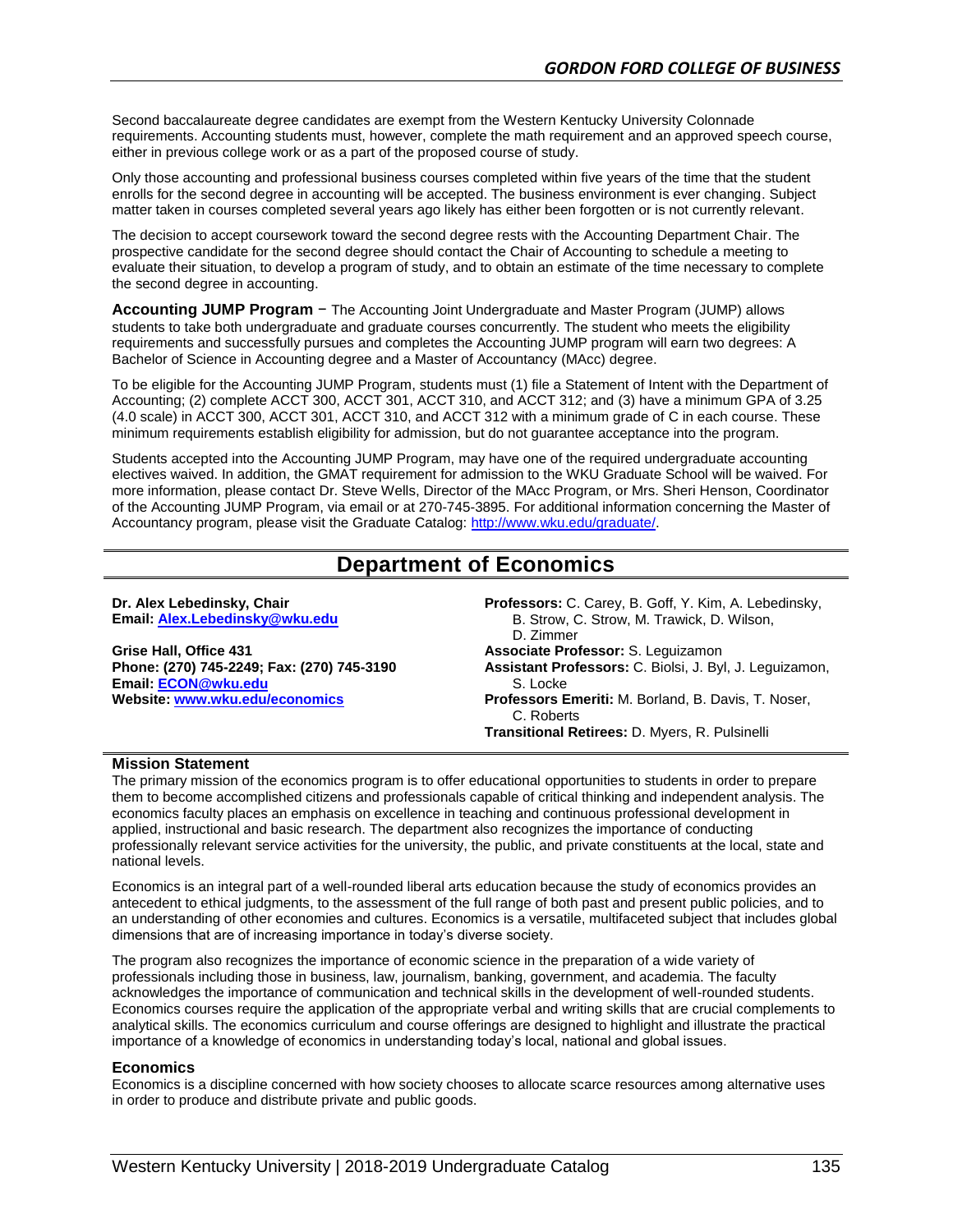Second baccalaureate degree candidates are exempt from the Western Kentucky University Colonnade requirements. Accounting students must, however, complete the math requirement and an approved speech course, either in previous college work or as a part of the proposed course of study.

Only those accounting and professional business courses completed within five years of the time that the student enrolls for the second degree in accounting will be accepted. The business environment is ever changing. Subject matter taken in courses completed several years ago likely has either been forgotten or is not currently relevant.

The decision to accept coursework toward the second degree rests with the Accounting Department Chair. The prospective candidate for the second degree should contact the Chair of Accounting to schedule a meeting to evaluate their situation, to develop a program of study, and to obtain an estimate of the time necessary to complete the second degree in accounting.

**Accounting JUMP Program** − The Accounting Joint Undergraduate and Master Program (JUMP) allows students to take both undergraduate and graduate courses concurrently. The student who meets the eligibility requirements and successfully pursues and completes the Accounting JUMP program will earn two degrees: A Bachelor of Science in Accounting degree and a Master of Accountancy (MAcc) degree.

To be eligible for the Accounting JUMP Program, students must (1) file a Statement of Intent with the Department of Accounting; (2) complete ACCT 300, ACCT 301, ACCT 310, and ACCT 312; and (3) have a minimum GPA of 3.25 (4.0 scale) in ACCT 300, ACCT 301, ACCT 310, and ACCT 312 with a minimum grade of C in each course. These minimum requirements establish eligibility for admission, but do not guarantee acceptance into the program.

Students accepted into the Accounting JUMP Program, may have one of the required undergraduate accounting electives waived. In addition, the GMAT requirement for admission to the WKU Graduate School will be waived. For more information, please contact Dr. Steve Wells, Director of the MAcc Program, or Mrs. Sheri Henson, Coordinator of the Accounting JUMP Program, via email or at 270-745-3895. For additional information concerning the Master of Accountancy program, please visit the Graduate Catalog: http://www.wku.edu/graduate/.

# Department of Economics

**Dr. Alex Lebedinsky, Chair**
**Email: Alex.Lebedinsky@wku.edu**

**Grise Hall, Office 431**
**Phone: (270) 745-2249; Fax: (270) 745-3190**
**Email: ECON@wku.edu**
**Website: www.wku.edu/economics**

**Professors:** C. Carey, B. Goff, Y. Kim, A. Lebedinsky, B. Strow, C. Strow, M. Trawick, D. Wilson, D. Zimmer
**Associate Professor:** S. Leguizamon
**Assistant Professors:** C. Biolsi, J. Byl, J. Leguizamon, S. Locke
**Professors Emeriti:** M. Borland, B. Davis, T. Noser, C. Roberts
**Transitional Retirees:** D. Myers, R. Pulsinelli

### Mission Statement

The primary mission of the economics program is to offer educational opportunities to students in order to prepare them to become accomplished citizens and professionals capable of critical thinking and independent analysis. The economics faculty places an emphasis on excellence in teaching and continuous professional development in applied, instructional and basic research. The department also recognizes the importance of conducting professionally relevant service activities for the university, the public, and private constituents at the local, state and national levels.

Economics is an integral part of a well-rounded liberal arts education because the study of economics provides an antecedent to ethical judgments, to the assessment of the full range of both past and present public policies, and to an understanding of other economies and cultures. Economics is a versatile, multifaceted subject that includes global dimensions that are of increasing importance in today's diverse society.

The program also recognizes the importance of economic science in the preparation of a wide variety of professionals including those in business, law, journalism, banking, government, and academia. The faculty acknowledges the importance of communication and technical skills in the development of well-rounded students. Economics courses require the application of the appropriate verbal and writing skills that are crucial complements to analytical skills. The economics curriculum and course offerings are designed to highlight and illustrate the practical importance of a knowledge of economics in understanding today's local, national and global issues.

### Economics

Economics is a discipline concerned with how society chooses to allocate scarce resources among alternative uses in order to produce and distribute private and public goods.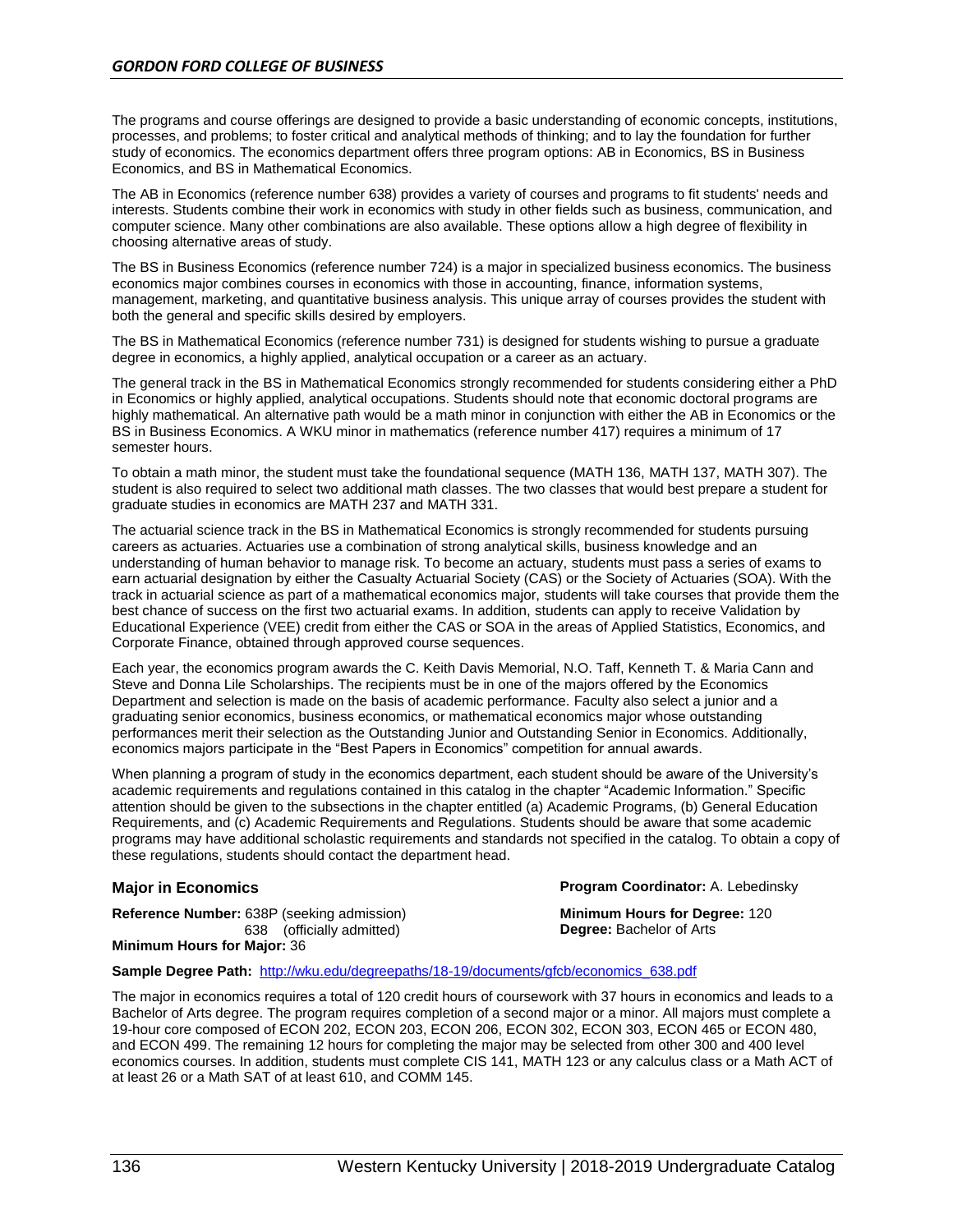The programs and course offerings are designed to provide a basic understanding of economic concepts, institutions, processes, and problems; to foster critical and analytical methods of thinking; and to lay the foundation for further study of economics. The economics department offers three program options: AB in Economics, BS in Business Economics, and BS in Mathematical Economics.

The AB in Economics (reference number 638) provides a variety of courses and programs to fit students' needs and interests. Students combine their work in economics with study in other fields such as business, communication, and computer science. Many other combinations are also available. These options allow a high degree of flexibility in choosing alternative areas of study.

The BS in Business Economics (reference number 724) is a major in specialized business economics. The business economics major combines courses in economics with those in accounting, finance, information systems, management, marketing, and quantitative business analysis. This unique array of courses provides the student with both the general and specific skills desired by employers.

The BS in Mathematical Economics (reference number 731) is designed for students wishing to pursue a graduate degree in economics, a highly applied, analytical occupation or a career as an actuary.

The general track in the BS in Mathematical Economics strongly recommended for students considering either a PhD in Economics or highly applied, analytical occupations. Students should note that economic doctoral programs are highly mathematical. An alternative path would be a math minor in conjunction with either the AB in Economics or the BS in Business Economics. A WKU minor in mathematics (reference number 417) requires a minimum of 17 semester hours.

To obtain a math minor, the student must take the foundational sequence (MATH 136, MATH 137, MATH 307). The student is also required to select two additional math classes. The two classes that would best prepare a student for graduate studies in economics are MATH 237 and MATH 331.

The actuarial science track in the BS in Mathematical Economics is strongly recommended for students pursuing careers as actuaries. Actuaries use a combination of strong analytical skills, business knowledge and an understanding of human behavior to manage risk. To become an actuary, students must pass a series of exams to earn actuarial designation by either the Casualty Actuarial Society (CAS) or the Society of Actuaries (SOA). With the track in actuarial science as part of a mathematical economics major, students will take courses that provide them the best chance of success on the first two actuarial exams. In addition, students can apply to receive Validation by Educational Experience (VEE) credit from either the CAS or SOA in the areas of Applied Statistics, Economics, and Corporate Finance, obtained through approved course sequences.

Each year, the economics program awards the C. Keith Davis Memorial, N.O. Taff, Kenneth T. & Maria Cann and Steve and Donna Lile Scholarships. The recipients must be in one of the majors offered by the Economics Department and selection is made on the basis of academic performance. Faculty also select a junior and a graduating senior economics, business economics, or mathematical economics major whose outstanding performances merit their selection as the Outstanding Junior and Outstanding Senior in Economics. Additionally, economics majors participate in the "Best Papers in Economics" competition for annual awards.

When planning a program of study in the economics department, each student should be aware of the University's academic requirements and regulations contained in this catalog in the chapter "Academic Information." Specific attention should be given to the subsections in the chapter entitled (a) Academic Programs, (b) General Education Requirements, and (c) Academic Requirements and Regulations. Students should be aware that some academic programs may have additional scholastic requirements and standards not specified in the catalog. To obtain a copy of these regulations, students should contact the department head.

### Major in Economics

**Program Coordinator:** A. Lebedinsky

**Reference Number:** 638P (seeking admission)
638 (officially admitted)

**Minimum Hours for Major:** 36

**Minimum Hours for Degree:** 120

**Degree:** Bachelor of Arts

**Sample Degree Path:** http://wku.edu/degreepaths/18-19/documents/gfcb/economics_638.pdf

The major in economics requires a total of 120 credit hours of coursework with 37 hours in economics and leads to a Bachelor of Arts degree. The program requires completion of a second major or a minor. All majors must complete a 19-hour core composed of ECON 202, ECON 203, ECON 206, ECON 302, ECON 303, ECON 465 or ECON 480, and ECON 499. The remaining 12 hours for completing the major may be selected from other 300 and 400 level economics courses. In addition, students must complete CIS 141, MATH 123 or any calculus class or a Math ACT of at least 26 or a Math SAT of at least 610, and COMM 145.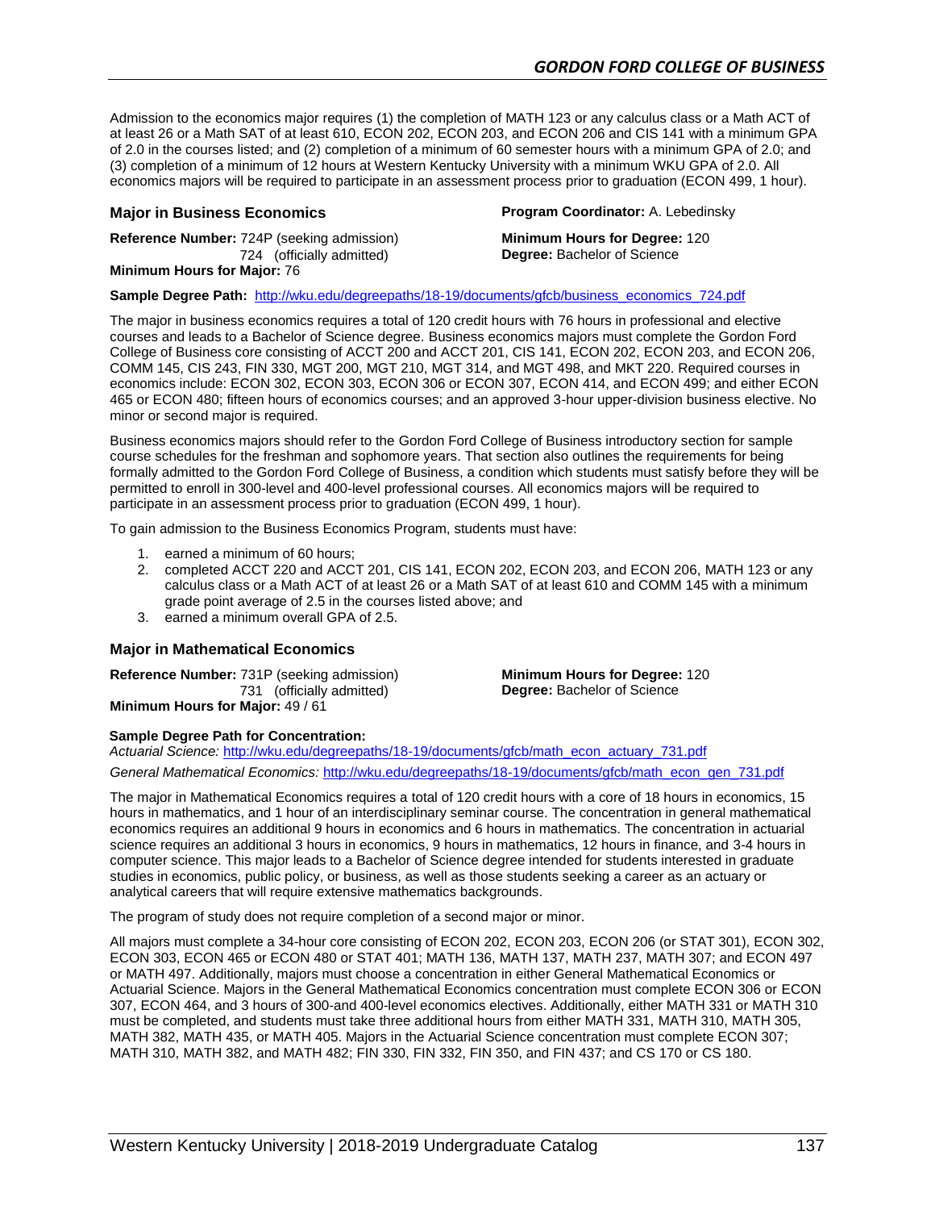Admission to the economics major requires (1) the completion of MATH 123 or any calculus class or a Math ACT of at least 26 or a Math SAT of at least 610, ECON 202, ECON 203, and ECON 206 and CIS 141 with a minimum GPA of 2.0 in the courses listed; and (2) completion of a minimum of 60 semester hours with a minimum GPA of 2.0; and (3) completion of a minimum of 12 hours at Western Kentucky University with a minimum WKU GPA of 2.0. All economics majors will be required to participate in an assessment process prior to graduation (ECON 499, 1 hour).

### Major in Business Economics

**Program Coordinator:** A. Lebedinsky

**Reference Number:** 724P (seeking admission)
724 (officially admitted)

**Minimum Hours for Major:** 76

**Minimum Hours for Degree:** 120

**Degree:** Bachelor of Science

**Sample Degree Path:** http://wku.edu/degreepaths/18-19/documents/gfcb/business_economics_724.pdf

The major in business economics requires a total of 120 credit hours with 76 hours in professional and elective courses and leads to a Bachelor of Science degree. Business economics majors must complete the Gordon Ford College of Business core consisting of ACCT 200 and ACCT 201, CIS 141, ECON 202, ECON 203, and ECON 206, COMM 145, CIS 243, FIN 330, MGT 200, MGT 210, MGT 314, and MGT 498, and MKT 220. Required courses in economics include: ECON 302, ECON 303, ECON 306 or ECON 307, ECON 414, and ECON 499; and either ECON 465 or ECON 480; fifteen hours of economics courses; and an approved 3-hour upper-division business elective. No minor or second major is required.

Business economics majors should refer to the Gordon Ford College of Business introductory section for sample course schedules for the freshman and sophomore years. That section also outlines the requirements for being formally admitted to the Gordon Ford College of Business, a condition which students must satisfy before they will be permitted to enroll in 300-level and 400-level professional courses. All economics majors will be required to participate in an assessment process prior to graduation (ECON 499, 1 hour).

To gain admission to the Business Economics Program, students must have:

1. earned a minimum of 60 hours;
2. completed ACCT 220 and ACCT 201, CIS 141, ECON 202, ECON 203, and ECON 206, MATH 123 or any calculus class or a Math ACT of at least 26 or a Math SAT of at least 610 and COMM 145 with a minimum grade point average of 2.5 in the courses listed above; and
3. earned a minimum overall GPA of 2.5.

### Major in Mathematical Economics

**Reference Number:** 731P (seeking admission)
731 (officially admitted)

**Minimum Hours for Major:** 49 / 61

**Minimum Hours for Degree:** 120

**Degree:** Bachelor of Science

**Sample Degree Path for Concentration:**

*Actuarial Science:* http://wku.edu/degreepaths/18-19/documents/gfcb/math_econ_actuary_731.pdf

*General Mathematical Economics:* http://wku.edu/degreepaths/18-19/documents/gfcb/math_econ_gen_731.pdf

The major in Mathematical Economics requires a total of 120 credit hours with a core of 18 hours in economics, 15 hours in mathematics, and 1 hour of an interdisciplinary seminar course. The concentration in general mathematical economics requires an additional 9 hours in economics and 6 hours in mathematics. The concentration in actuarial science requires an additional 3 hours in economics, 9 hours in mathematics, 12 hours in finance, and 3-4 hours in computer science. This major leads to a Bachelor of Science degree intended for students interested in graduate studies in economics, public policy, or business, as well as those students seeking a career as an actuary or analytical careers that will require extensive mathematics backgrounds.

The program of study does not require completion of a second major or minor.

All majors must complete a 34-hour core consisting of ECON 202, ECON 203, ECON 206 (or STAT 301), ECON 302, ECON 303, ECON 465 or ECON 480 or STAT 401; MATH 136, MATH 137, MATH 237, MATH 307; and ECON 497 or MATH 497. Additionally, majors must choose a concentration in either General Mathematical Economics or Actuarial Science. Majors in the General Mathematical Economics concentration must complete ECON 306 or ECON 307, ECON 464, and 3 hours of 300-and 400-level economics electives. Additionally, either MATH 331 or MATH 310 must be completed, and students must take three additional hours from either MATH 331, MATH 310, MATH 305, MATH 382, MATH 435, or MATH 405. Majors in the Actuarial Science concentration must complete ECON 307; MATH 310, MATH 382, and MATH 482; FIN 330, FIN 332, FIN 350, and FIN 437; and CS 170 or CS 180.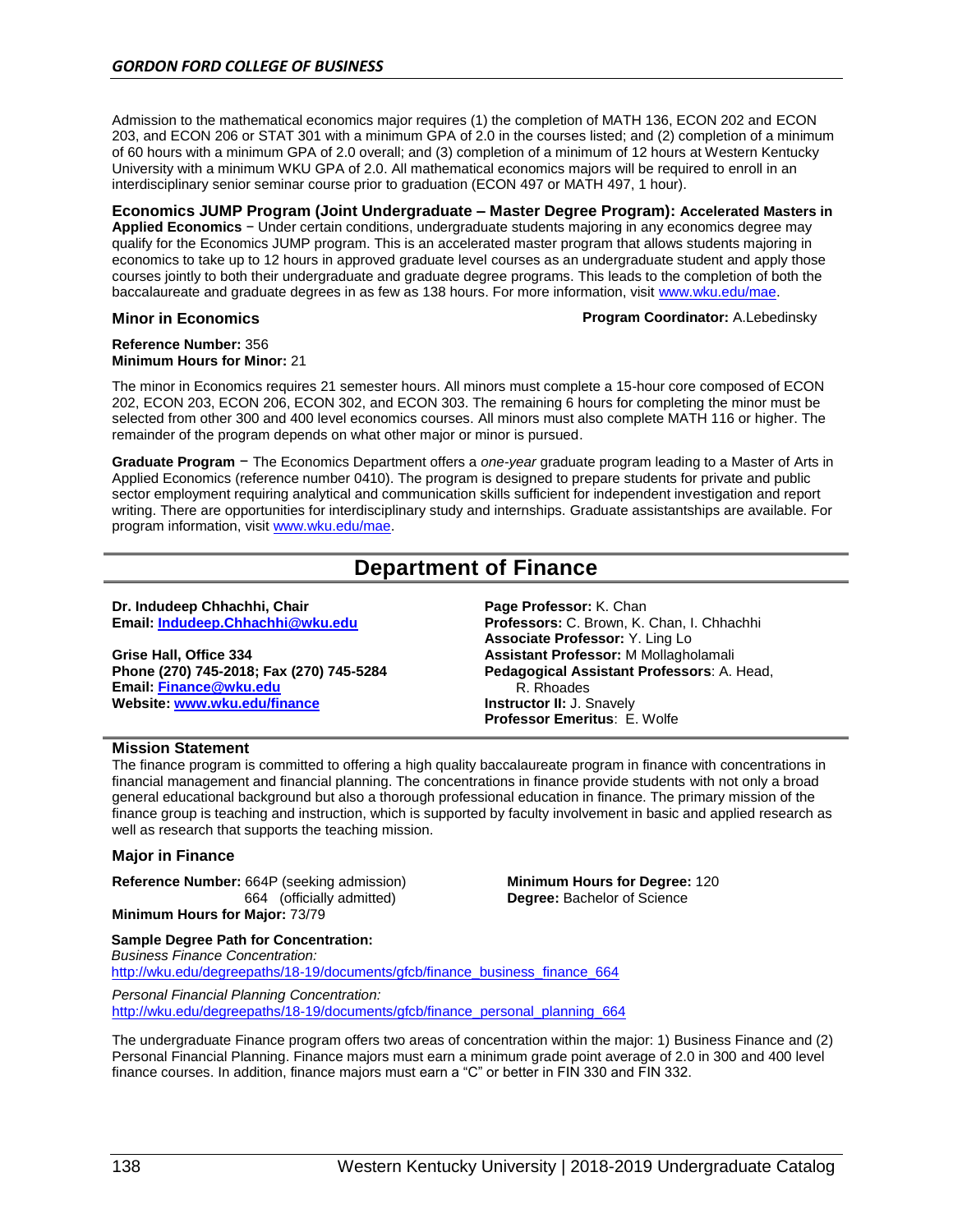Admission to the mathematical economics major requires (1) the completion of MATH 136, ECON 202 and ECON 203, and ECON 206 or STAT 301 with a minimum GPA of 2.0 in the courses listed; and (2) completion of a minimum of 60 hours with a minimum GPA of 2.0 overall; and (3) completion of a minimum of 12 hours at Western Kentucky University with a minimum WKU GPA of 2.0. All mathematical economics majors will be required to enroll in an interdisciplinary senior seminar course prior to graduation (ECON 497 or MATH 497, 1 hour).

**Economics JUMP Program (Joint Undergraduate – Master Degree Program): Accelerated Masters in Applied Economics** − Under certain conditions, undergraduate students majoring in any economics degree may qualify for the Economics JUMP program. This is an accelerated master program that allows students majoring in economics to take up to 12 hours in approved graduate level courses as an undergraduate student and apply those courses jointly to both their undergraduate and graduate degree programs. This leads to the completion of both the baccalaureate and graduate degrees in as few as 138 hours. For more information, visit www.wku.edu/mae.

### Minor in Economics

**Program Coordinator:** A.Lebedinsky

**Reference Number:** 356
**Minimum Hours for Minor:** 21

The minor in Economics requires 21 semester hours. All minors must complete a 15-hour core composed of ECON 202, ECON 203, ECON 206, ECON 302, and ECON 303. The remaining 6 hours for completing the minor must be selected from other 300 and 400 level economics courses. All minors must also complete MATH 116 or higher. The remainder of the program depends on what other major or minor is pursued.

**Graduate Program** − The Economics Department offers a *one-year* graduate program leading to a Master of Arts in Applied Economics (reference number 0410). The program is designed to prepare students for private and public sector employment requiring analytical and communication skills sufficient for independent investigation and report writing. There are opportunities for interdisciplinary study and internships. Graduate assistantships are available. For program information, visit www.wku.edu/mae.

## Department of Finance

**Dr. Indudeep Chhachhi, Chair**
**Email: Indudeep.Chhachhi@wku.edu**

**Grise Hall, Office 334**
**Phone (270) 745-2018; Fax (270) 745-5284**
**Email: Finance@wku.edu**
**Website: www.wku.edu/finance**

**Page Professor:** K. Chan
**Professors:** C. Brown, K. Chan, I. Chhachhi
**Associate Professor:** Y. Ling Lo
**Assistant Professor:** M Mollagholamali
**Pedagogical Assistant Professors**: A. Head, R. Rhoades
**Instructor II:** J. Snavely
**Professor Emeritus**: E. Wolfe

### Mission Statement

The finance program is committed to offering a high quality baccalaureate program in finance with concentrations in financial management and financial planning. The concentrations in finance provide students with not only a broad general educational background but also a thorough professional education in finance. The primary mission of the finance group is teaching and instruction, which is supported by faculty involvement in basic and applied research as well as research that supports the teaching mission.

### Major in Finance

**Reference Number:** 664P (seeking admission)
664 (officially admitted)
**Minimum Hours for Major:** 73/79

**Minimum Hours for Degree:** 120
**Degree:** Bachelor of Science

**Sample Degree Path for Concentration:**
*Business Finance Concentration:*
http://wku.edu/degreepaths/18-19/documents/gfcb/finance_business_finance_664

*Personal Financial Planning Concentration:*
http://wku.edu/degreepaths/18-19/documents/gfcb/finance_personal_planning_664

The undergraduate Finance program offers two areas of concentration within the major: 1) Business Finance and (2) Personal Financial Planning. Finance majors must earn a minimum grade point average of 2.0 in 300 and 400 level finance courses. In addition, finance majors must earn a "C" or better in FIN 330 and FIN 332.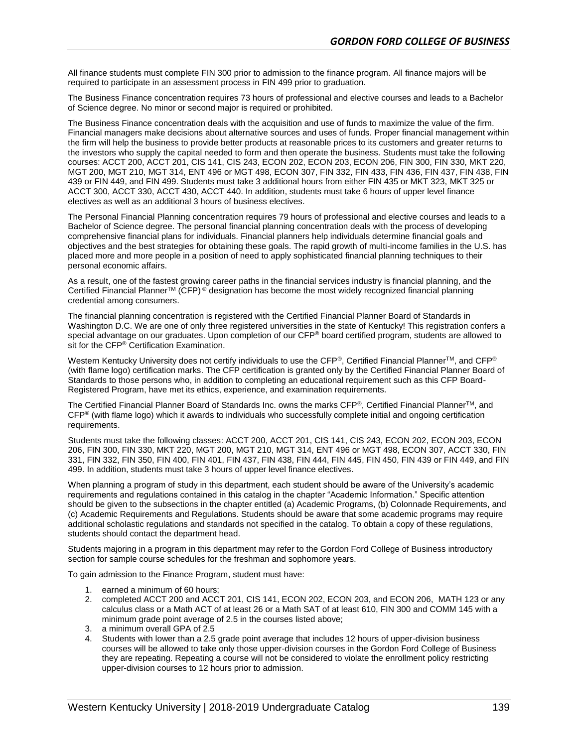All finance students must complete FIN 300 prior to admission to the finance program. All finance majors will be required to participate in an assessment process in FIN 499 prior to graduation.

The Business Finance concentration requires 73 hours of professional and elective courses and leads to a Bachelor of Science degree. No minor or second major is required or prohibited.

The Business Finance concentration deals with the acquisition and use of funds to maximize the value of the firm. Financial managers make decisions about alternative sources and uses of funds. Proper financial management within the firm will help the business to provide better products at reasonable prices to its customers and greater returns to the investors who supply the capital needed to form and then operate the business. Students must take the following courses: ACCT 200, ACCT 201, CIS 141, CIS 243, ECON 202, ECON 203, ECON 206, FIN 300, FIN 330, MKT 220, MGT 200, MGT 210, MGT 314, ENT 496 or MGT 498, ECON 307, FIN 332, FIN 433, FIN 436, FIN 437, FIN 438, FIN 439 or FIN 449, and FIN 499. Students must take 3 additional hours from either FIN 435 or MKT 323, MKT 325 or ACCT 300, ACCT 330, ACCT 430, ACCT 440. In addition, students must take 6 hours of upper level finance electives as well as an additional 3 hours of business electives.

The Personal Financial Planning concentration requires 79 hours of professional and elective courses and leads to a Bachelor of Science degree. The personal financial planning concentration deals with the process of developing comprehensive financial plans for individuals. Financial planners help individuals determine financial goals and objectives and the best strategies for obtaining these goals. The rapid growth of multi-income families in the U.S. has placed more and more people in a position of need to apply sophisticated financial planning techniques to their personal economic affairs.

As a result, one of the fastest growing career paths in the financial services industry is financial planning, and the Certified Financial Planner™ (CFP)® designation has become the most widely recognized financial planning credential among consumers.

The financial planning concentration is registered with the Certified Financial Planner Board of Standards in Washington D.C. We are one of only three registered universities in the state of Kentucky! This registration confers a special advantage on our graduates. Upon completion of our CFP® board certified program, students are allowed to sit for the CFP® Certification Examination.

Western Kentucky University does not certify individuals to use the CFP®, Certified Financial Planner™, and CFP® (with flame logo) certification marks. The CFP certification is granted only by the Certified Financial Planner Board of Standards to those persons who, in addition to completing an educational requirement such as this CFP Board-Registered Program, have met its ethics, experience, and examination requirements.

The Certified Financial Planner Board of Standards Inc. owns the marks CFP®, Certified Financial Planner™, and CFP® (with flame logo) which it awards to individuals who successfully complete initial and ongoing certification requirements.

Students must take the following classes: ACCT 200, ACCT 201, CIS 141, CIS 243, ECON 202, ECON 203, ECON 206, FIN 300, FIN 330, MKT 220, MGT 200, MGT 210, MGT 314, ENT 496 or MGT 498, ECON 307, ACCT 330, FIN 331, FIN 332, FIN 350, FIN 400, FIN 401, FIN 437, FIN 438, FIN 444, FIN 445, FIN 450, FIN 439 or FIN 449, and FIN 499. In addition, students must take 3 hours of upper level finance electives.

When planning a program of study in this department, each student should be aware of the University's academic requirements and regulations contained in this catalog in the chapter "Academic Information." Specific attention should be given to the subsections in the chapter entitled (a) Academic Programs, (b) Colonnade Requirements, and (c) Academic Requirements and Regulations. Students should be aware that some academic programs may require additional scholastic regulations and standards not specified in the catalog. To obtain a copy of these regulations, students should contact the department head.

Students majoring in a program in this department may refer to the Gordon Ford College of Business introductory section for sample course schedules for the freshman and sophomore years.

To gain admission to the Finance Program, student must have:

1. earned a minimum of 60 hours;
2. completed ACCT 200 and ACCT 201, CIS 141, ECON 202, ECON 203, and ECON 206, MATH 123 or any calculus class or a Math ACT of at least 26 or a Math SAT of at least 610, FIN 300 and COMM 145 with a minimum grade point average of 2.5 in the courses listed above;
3. a minimum overall GPA of 2.5
4. Students with lower than a 2.5 grade point average that includes 12 hours of upper-division business courses will be allowed to take only those upper-division courses in the Gordon Ford College of Business they are repeating. Repeating a course will not be considered to violate the enrollment policy restricting upper-division courses to 12 hours prior to admission.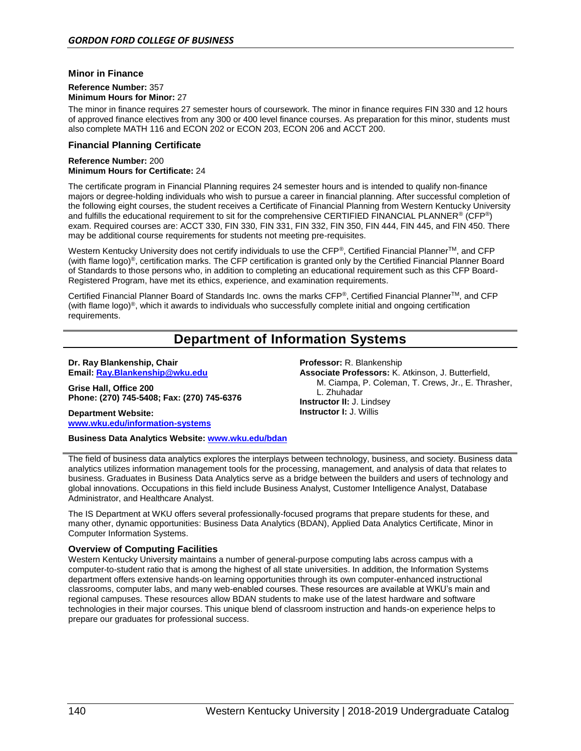### Minor in Finance

**Reference Number:** 357
**Minimum Hours for Minor:** 27

The minor in finance requires 27 semester hours of coursework. The minor in finance requires FIN 330 and 12 hours of approved finance electives from any 300 or 400 level finance courses. As preparation for this minor, students must also complete MATH 116 and ECON 202 or ECON 203, ECON 206 and ACCT 200.

### Financial Planning Certificate

**Reference Number:** 200
**Minimum Hours for Certificate:** 24

The certificate program in Financial Planning requires 24 semester hours and is intended to qualify non-finance majors or degree-holding individuals who wish to pursue a career in financial planning. After successful completion of the following eight courses, the student receives a Certificate of Financial Planning from Western Kentucky University and fulfills the educational requirement to sit for the comprehensive CERTIFIED FINANCIAL PLANNER® (CFP®) exam. Required courses are: ACCT 330, FIN 330, FIN 331, FIN 332, FIN 350, FIN 444, FIN 445, and FIN 450. There may be additional course requirements for students not meeting pre-requisites.

Western Kentucky University does not certify individuals to use the CFP®, Certified Financial Planner™, and CFP (with flame logo)®, certification marks. The CFP certification is granted only by the Certified Financial Planner Board of Standards to those persons who, in addition to completing an educational requirement such as this CFP Board-Registered Program, have met its ethics, experience, and examination requirements.

Certified Financial Planner Board of Standards Inc. owns the marks CFP®, Certified Financial Planner™, and CFP (with flame logo)®, which it awards to individuals who successfully complete initial and ongoing certification requirements.

## Department of Information Systems

**Dr. Ray Blankenship, Chair**
**Email: Ray.Blankenship@wku.edu**

**Grise Hall, Office 200**
**Phone: (270) 745-5408; Fax: (270) 745-6376**

**Department Website:**
**www.wku.edu/information-systems**

**Business Data Analytics Website: www.wku.edu/bdan**

**Professor:** R. Blankenship
**Associate Professors:** K. Atkinson, J. Butterfield, M. Ciampa, P. Coleman, T. Crews, Jr., E. Thrasher, L. Zhuhadar
**Instructor II:** J. Lindsey
**Instructor I:** J. Willis

The field of business data analytics explores the interplays between technology, business, and society. Business data analytics utilizes information management tools for the processing, management, and analysis of data that relates to business. Graduates in Business Data Analytics serve as a bridge between the builders and users of technology and global innovations. Occupations in this field include Business Analyst, Customer Intelligence Analyst, Database Administrator, and Healthcare Analyst.

The IS Department at WKU offers several professionally-focused programs that prepare students for these, and many other, dynamic opportunities: Business Data Analytics (BDAN), Applied Data Analytics Certificate, Minor in Computer Information Systems.

### Overview of Computing Facilities

Western Kentucky University maintains a number of general-purpose computing labs across campus with a computer-to-student ratio that is among the highest of all state universities. In addition, the Information Systems department offers extensive hands-on learning opportunities through its own computer-enhanced instructional classrooms, computer labs, and many web-enabled courses. These resources are available at WKU's main and regional campuses. These resources allow BDAN students to make use of the latest hardware and software technologies in their major courses. This unique blend of classroom instruction and hands-on experience helps to prepare our graduates for professional success.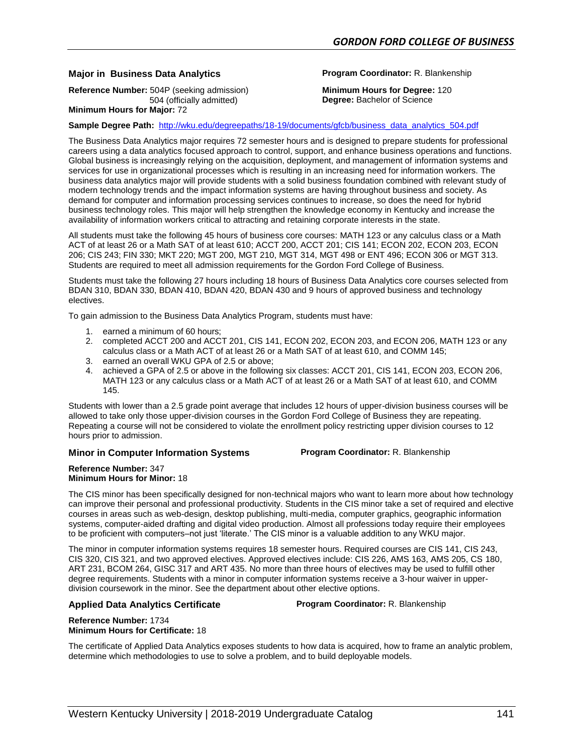## Major in Business Data Analytics

**Program Coordinator:** R. Blankenship

**Reference Number:** 504P (seeking admission)
504 (officially admitted)
**Minimum Hours for Major:** 72

**Minimum Hours for Degree:** 120
**Degree:** Bachelor of Science

**Sample Degree Path:** http://wku.edu/degreepaths/18-19/documents/gfcb/business_data_analytics_504.pdf

The Business Data Analytics major requires 72 semester hours and is designed to prepare students for professional careers using a data analytics focused approach to control, support, and enhance business operations and functions. Global business is increasingly relying on the acquisition, deployment, and management of information systems and services for use in organizational processes which is resulting in an increasing need for information workers. The business data analytics major will provide students with a solid business foundation combined with relevant study of modern technology trends and the impact information systems are having throughout business and society. As demand for computer and information processing services continues to increase, so does the need for hybrid business technology roles. This major will help strengthen the knowledge economy in Kentucky and increase the availability of information workers critical to attracting and retaining corporate interests in the state.

All students must take the following 45 hours of business core courses: MATH 123 or any calculus class or a Math ACT of at least 26 or a Math SAT of at least 610; ACCT 200, ACCT 201; CIS 141; ECON 202, ECON 203, ECON 206; CIS 243; FIN 330; MKT 220; MGT 200, MGT 210, MGT 314, MGT 498 or ENT 496; ECON 306 or MGT 313. Students are required to meet all admission requirements for the Gordon Ford College of Business.

Students must take the following 27 hours including 18 hours of Business Data Analytics core courses selected from BDAN 310, BDAN 330, BDAN 410, BDAN 420, BDAN 430 and 9 hours of approved business and technology electives.

To gain admission to the Business Data Analytics Program, students must have:

1. earned a minimum of 60 hours;
2. completed ACCT 200 and ACCT 201, CIS 141, ECON 202, ECON 203, and ECON 206, MATH 123 or any calculus class or a Math ACT of at least 26 or a Math SAT of at least 610, and COMM 145;
3. earned an overall WKU GPA of 2.5 or above;
4. achieved a GPA of 2.5 or above in the following six classes: ACCT 201, CIS 141, ECON 203, ECON 206, MATH 123 or any calculus class or a Math ACT of at least 26 or a Math SAT of at least 610, and COMM 145.

Students with lower than a 2.5 grade point average that includes 12 hours of upper-division business courses will be allowed to take only those upper-division courses in the Gordon Ford College of Business they are repeating. Repeating a course will not be considered to violate the enrollment policy restricting upper division courses to 12 hours prior to admission.

## Minor in Computer Information Systems

**Program Coordinator:** R. Blankenship

**Reference Number:** 347
**Minimum Hours for Minor:** 18

The CIS minor has been specifically designed for non-technical majors who want to learn more about how technology can improve their personal and professional productivity. Students in the CIS minor take a set of required and elective courses in areas such as web-design, desktop publishing, multi-media, computer graphics, geographic information systems, computer-aided drafting and digital video production. Almost all professions today require their employees to be proficient with computers–not just 'literate.' The CIS minor is a valuable addition to any WKU major.

The minor in computer information systems requires 18 semester hours. Required courses are CIS 141, CIS 243, CIS 320, CIS 321, and two approved electives. Approved electives include: CIS 226, AMS 163, AMS 205, CS 180, ART 231, BCOM 264, GISC 317 and ART 435. No more than three hours of electives may be used to fulfill other degree requirements. Students with a minor in computer information systems receive a 3-hour waiver in upper-division coursework in the minor. See the department about other elective options.

## Applied Data Analytics Certificate

**Program Coordinator:** R. Blankenship

**Reference Number:** 1734
**Minimum Hours for Certificate:** 18

The certificate of Applied Data Analytics exposes students to how data is acquired, how to frame an analytic problem, determine which methodologies to use to solve a problem, and to build deployable models.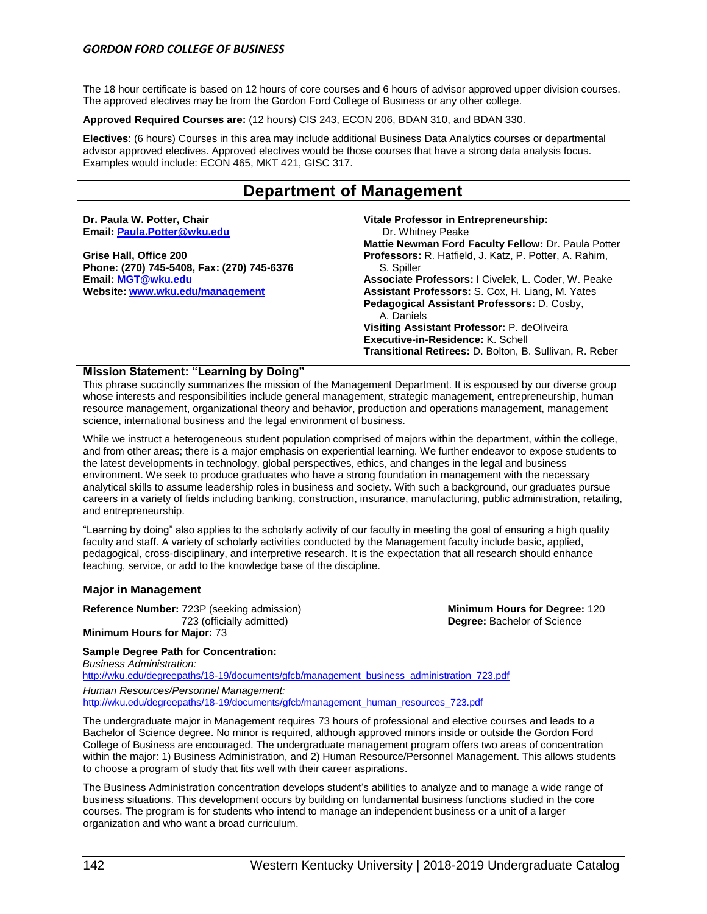The 18 hour certificate is based on 12 hours of core courses and 6 hours of advisor approved upper division courses. The approved electives may be from the Gordon Ford College of Business or any other college.

**Approved Required Courses are:** (12 hours) CIS 243, ECON 206, BDAN 310, and BDAN 330.

**Electives**: (6 hours) Courses in this area may include additional Business Data Analytics courses or departmental advisor approved electives. Approved electives would be those courses that have a strong data analysis focus. Examples would include: ECON 465, MKT 421, GISC 317.

# Department of Management

**Dr. Paula W. Potter, Chair**
**Email: [Paula.Potter@wku.edu](mailto:Paula.Potter@wku.edu)**

**Grise Hall, Office 200**
**Phone: (270) 745-5408, Fax: (270) 745-6376**
**Email: [MGT@wku.edu](mailto:MGT@wku.edu)**
**Website: [www.wku.edu/management](http://www.wku.edu/management)**

**Vitale Professor in Entrepreneurship:** Dr. Whitney Peake
**Mattie Newman Ford Faculty Fellow:** Dr. Paula Potter
**Professors:** R. Hatfield, J. Katz, P. Potter, A. Rahim, S. Spiller
**Associate Professors:** I Civelek, L. Coder, W. Peake
**Assistant Professors:** S. Cox, H. Liang, M. Yates
**Pedagogical Assistant Professors:** D. Cosby, A. Daniels
**Visiting Assistant Professor:** P. deOliveira
**Executive-in-Residence:** K. Schell
**Transitional Retirees:** D. Bolton, B. Sullivan, R. Reber

## Mission Statement: "Learning by Doing"

This phrase succinctly summarizes the mission of the Management Department. It is espoused by our diverse group whose interests and responsibilities include general management, strategic management, entrepreneurship, human resource management, organizational theory and behavior, production and operations management, management science, international business and the legal environment of business.

While we instruct a heterogeneous student population comprised of majors within the department, within the college, and from other areas; there is a major emphasis on experiential learning. We further endeavor to expose students to the latest developments in technology, global perspectives, ethics, and changes in the legal and business environment. We seek to produce graduates who have a strong foundation in management with the necessary analytical skills to assume leadership roles in business and society. With such a background, our graduates pursue careers in a variety of fields including banking, construction, insurance, manufacturing, public administration, retailing, and entrepreneurship.

"Learning by doing" also applies to the scholarly activity of our faculty in meeting the goal of ensuring a high quality faculty and staff. A variety of scholarly activities conducted by the Management faculty include basic, applied, pedagogical, cross-disciplinary, and interpretive research. It is the expectation that all research should enhance teaching, service, or add to the knowledge base of the discipline.

### Major in Management

**Reference Number:** 723P (seeking admission)
723 (officially admitted)
**Minimum Hours for Major:** 73
**Minimum Hours for Degree:** 120
**Degree:** Bachelor of Science

**Sample Degree Path for Concentration:**
*Business Administration:*
[http://wku.edu/degreepaths/18-19/documents/gfcb/management_business_administration_723.pdf](http://wku.edu/degreepaths/18-19/documents/gfcb/management_business_administration_723.pdf)

*Human Resources/Personnel Management:*
[http://wku.edu/degreepaths/18-19/documents/gfcb/management_human_resources_723.pdf](http://wku.edu/degreepaths/18-19/documents/gfcb/management_human_resources_723.pdf)

The undergraduate major in Management requires 73 hours of professional and elective courses and leads to a Bachelor of Science degree. No minor is required, although approved minors inside or outside the Gordon Ford College of Business are encouraged. The undergraduate management program offers two areas of concentration within the major: 1) Business Administration, and 2) Human Resource/Personnel Management. This allows students to choose a program of study that fits well with their career aspirations.

The Business Administration concentration develops student's abilities to analyze and to manage a wide range of business situations. This development occurs by building on fundamental business functions studied in the core courses. The program is for students who intend to manage an independent business or a unit of a larger organization and who want a broad curriculum.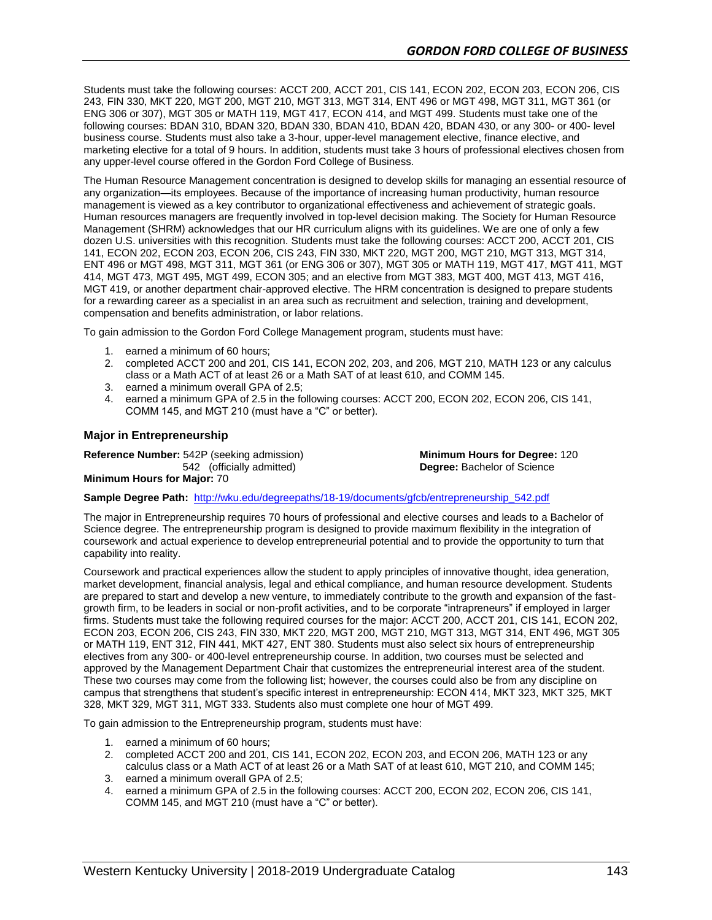Students must take the following courses: ACCT 200, ACCT 201, CIS 141, ECON 202, ECON 203, ECON 206, CIS 243, FIN 330, MKT 220, MGT 200, MGT 210, MGT 313, MGT 314, ENT 496 or MGT 498, MGT 311, MGT 361 (or ENG 306 or 307), MGT 305 or MATH 119, MGT 417, ECON 414, and MGT 499. Students must take one of the following courses: BDAN 310, BDAN 320, BDAN 330, BDAN 410, BDAN 420, BDAN 430, or any 300- or 400- level business course. Students must also take a 3-hour, upper-level management elective, finance elective, and marketing elective for a total of 9 hours. In addition, students must take 3 hours of professional electives chosen from any upper-level course offered in the Gordon Ford College of Business.

The Human Resource Management concentration is designed to develop skills for managing an essential resource of any organization—its employees. Because of the importance of increasing human productivity, human resource management is viewed as a key contributor to organizational effectiveness and achievement of strategic goals. Human resources managers are frequently involved in top-level decision making. The Society for Human Resource Management (SHRM) acknowledges that our HR curriculum aligns with its guidelines. We are one of only a few dozen U.S. universities with this recognition. Students must take the following courses: ACCT 200, ACCT 201, CIS 141, ECON 202, ECON 203, ECON 206, CIS 243, FIN 330, MKT 220, MGT 200, MGT 210, MGT 313, MGT 314, ENT 496 or MGT 498, MGT 311, MGT 361 (or ENG 306 or 307), MGT 305 or MATH 119, MGT 417, MGT 411, MGT 414, MGT 473, MGT 495, MGT 499, ECON 305; and an elective from MGT 383, MGT 400, MGT 413, MGT 416, MGT 419, or another department chair-approved elective. The HRM concentration is designed to prepare students for a rewarding career as a specialist in an area such as recruitment and selection, training and development, compensation and benefits administration, or labor relations.

To gain admission to the Gordon Ford College Management program, students must have:

1. earned a minimum of 60 hours;
2. completed ACCT 200 and 201, CIS 141, ECON 202, 203, and 206, MGT 210, MATH 123 or any calculus class or a Math ACT of at least 26 or a Math SAT of at least 610, and COMM 145.
3. earned a minimum overall GPA of 2.5;
4. earned a minimum GPA of 2.5 in the following courses: ACCT 200, ECON 202, ECON 206, CIS 141, COMM 145, and MGT 210 (must have a "C" or better).

### Major in Entrepreneurship

**Reference Number:** 542P (seeking admission)
542 (officially admitted)
**Minimum Hours for Major:** 70
**Minimum Hours for Degree:** 120
**Degree:** Bachelor of Science

**Sample Degree Path:** http://wku.edu/degreepaths/18-19/documents/gfcb/entrepreneurship_542.pdf

The major in Entrepreneurship requires 70 hours of professional and elective courses and leads to a Bachelor of Science degree. The entrepreneurship program is designed to provide maximum flexibility in the integration of coursework and actual experience to develop entrepreneurial potential and to provide the opportunity to turn that capability into reality.

Coursework and practical experiences allow the student to apply principles of innovative thought, idea generation, market development, financial analysis, legal and ethical compliance, and human resource development. Students are prepared to start and develop a new venture, to immediately contribute to the growth and expansion of the fast-growth firm, to be leaders in social or non-profit activities, and to be corporate "intrapreneurs" if employed in larger firms. Students must take the following required courses for the major: ACCT 200, ACCT 201, CIS 141, ECON 202, ECON 203, ECON 206, CIS 243, FIN 330, MKT 220, MGT 200, MGT 210, MGT 313, MGT 314, ENT 496, MGT 305 or MATH 119, ENT 312, FIN 441, MKT 427, ENT 380. Students must also select six hours of entrepreneurship electives from any 300- or 400-level entrepreneurship course. In addition, two courses must be selected and approved by the Management Department Chair that customizes the entrepreneurial interest area of the student. These two courses may come from the following list; however, the courses could also be from any discipline on campus that strengthens that student's specific interest in entrepreneurship: ECON 414, MKT 323, MKT 325, MKT 328, MKT 329, MGT 311, MGT 333. Students also must complete one hour of MGT 499.

To gain admission to the Entrepreneurship program, students must have:

1. earned a minimum of 60 hours;
2. completed ACCT 200 and 201, CIS 141, ECON 202, ECON 203, and ECON 206, MATH 123 or any calculus class or a Math ACT of at least 26 or a Math SAT of at least 610, MGT 210, and COMM 145;
3. earned a minimum overall GPA of 2.5;
4. earned a minimum GPA of 2.5 in the following courses: ACCT 200, ECON 202, ECON 206, CIS 141, COMM 145, and MGT 210 (must have a "C" or better).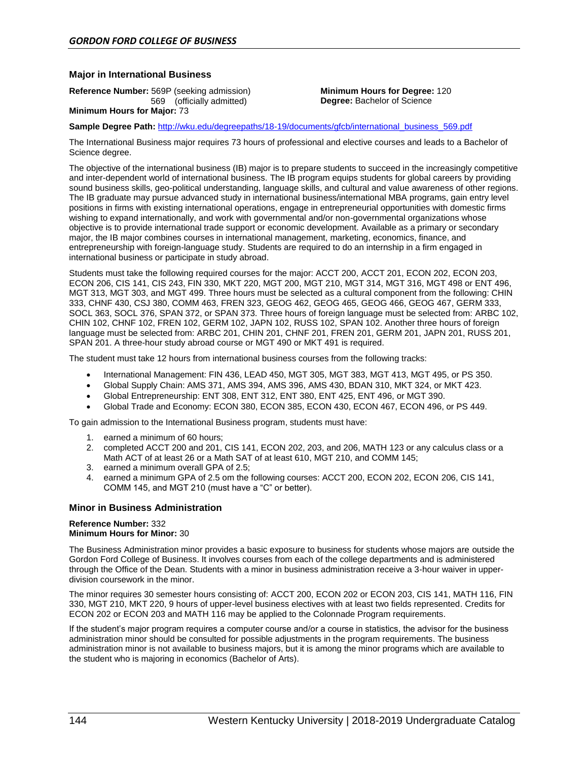## Major in International Business

**Reference Number:** 569P (seeking admission)
569 (officially admitted)
**Minimum Hours for Major:** 73

**Minimum Hours for Degree:** 120
**Degree:** Bachelor of Science

**Sample Degree Path:** [http://wku.edu/degreepaths/18-19/documents/gfcb/international_business_569.pdf](http://wku.edu/degreepaths/18-19/documents/gfcb/international_business_569.pdf)

The International Business major requires 73 hours of professional and elective courses and leads to a Bachelor of Science degree.

The objective of the international business (IB) major is to prepare students to succeed in the increasingly competitive and inter-dependent world of international business. The IB program equips students for global careers by providing sound business skills, geo-political understanding, language skills, and cultural and value awareness of other regions. The IB graduate may pursue advanced study in international business/international MBA programs, gain entry level positions in firms with existing international operations, engage in entrepreneurial opportunities with domestic firms wishing to expand internationally, and work with governmental and/or non-governmental organizations whose objective is to provide international trade support or economic development. Available as a primary or secondary major, the IB major combines courses in international management, marketing, economics, finance, and entrepreneurship with foreign-language study. Students are required to do an internship in a firm engaged in international business or participate in study abroad.

Students must take the following required courses for the major: ACCT 200, ACCT 201, ECON 202, ECON 203, ECON 206, CIS 141, CIS 243, FIN 330, MKT 220, MGT 200, MGT 210, MGT 314, MGT 316, MGT 498 or ENT 496, MGT 313, MGT 303, and MGT 499. Three hours must be selected as a cultural component from the following: CHIN 333, CHNF 430, CSJ 380, COMM 463, FREN 323, GEOG 462, GEOG 465, GEOG 466, GEOG 467, GERM 333, SOCL 363, SOCL 376, SPAN 372, or SPAN 373. Three hours of foreign language must be selected from: ARBC 102, CHIN 102, CHNF 102, FREN 102, GERM 102, JAPN 102, RUSS 102, SPAN 102. Another three hours of foreign language must be selected from: ARBC 201, CHIN 201, CHNF 201, FREN 201, GERM 201, JAPN 201, RUSS 201, SPAN 201. A three-hour study abroad course or MGT 490 or MKT 491 is required.

The student must take 12 hours from international business courses from the following tracks:

- International Management: FIN 436, LEAD 450, MGT 305, MGT 383, MGT 413, MGT 495, or PS 350.
- Global Supply Chain: AMS 371, AMS 394, AMS 396, AMS 430, BDAN 310, MKT 324, or MKT 423.
- Global Entrepreneurship: ENT 308, ENT 312, ENT 380, ENT 425, ENT 496, or MGT 390.
- Global Trade and Economy: ECON 380, ECON 385, ECON 430, ECON 467, ECON 496, or PS 449.

To gain admission to the International Business program, students must have:

1. earned a minimum of 60 hours;
2. completed ACCT 200 and 201, CIS 141, ECON 202, 203, and 206, MATH 123 or any calculus class or a Math ACT of at least 26 or a Math SAT of at least 610, MGT 210, and COMM 145;
3. earned a minimum overall GPA of 2.5;
4. earned a minimum GPA of 2.5 om the following courses: ACCT 200, ECON 202, ECON 206, CIS 141, COMM 145, and MGT 210 (must have a "C" or better).

## Minor in Business Administration

**Reference Number:** 332
**Minimum Hours for Minor:** 30

The Business Administration minor provides a basic exposure to business for students whose majors are outside the Gordon Ford College of Business. It involves courses from each of the college departments and is administered through the Office of the Dean. Students with a minor in business administration receive a 3-hour waiver in upper-division coursework in the minor.

The minor requires 30 semester hours consisting of: ACCT 200, ECON 202 or ECON 203, CIS 141, MATH 116, FIN 330, MGT 210, MKT 220, 9 hours of upper-level business electives with at least two fields represented. Credits for ECON 202 or ECON 203 and MATH 116 may be applied to the Colonnade Program requirements.

If the student's major program requires a computer course and/or a course in statistics, the advisor for the business administration minor should be consulted for possible adjustments in the program requirements. The business administration minor is not available to business majors, but it is among the minor programs which are available to the student who is majoring in economics (Bachelor of Arts).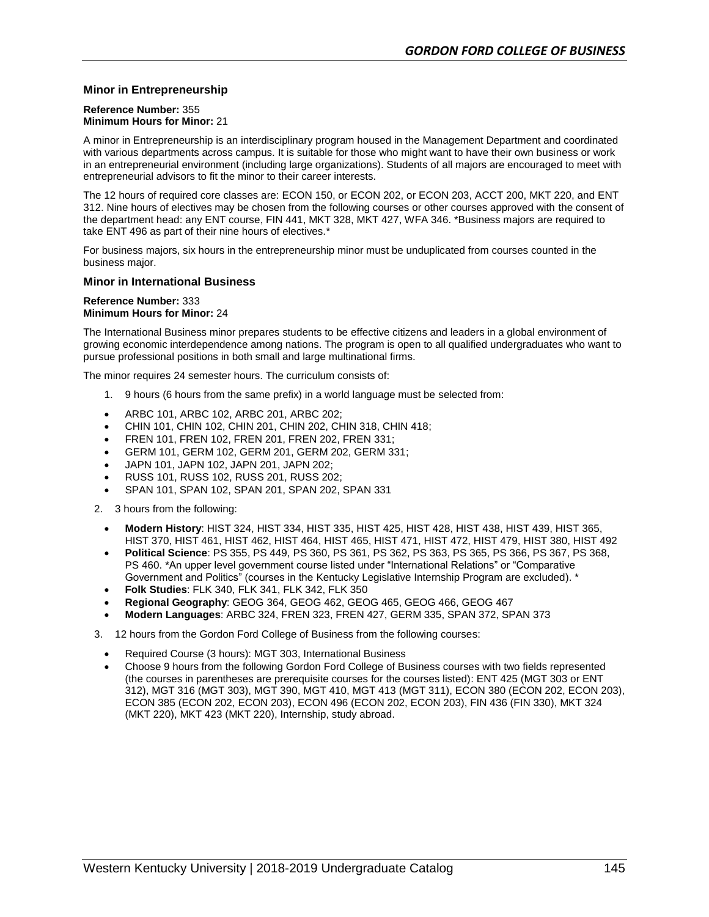## Minor in Entrepreneurship

**Reference Number:** 355
**Minimum Hours for Minor:** 21

A minor in Entrepreneurship is an interdisciplinary program housed in the Management Department and coordinated with various departments across campus. It is suitable for those who might want to have their own business or work in an entrepreneurial environment (including large organizations). Students of all majors are encouraged to meet with entrepreneurial advisors to fit the minor to their career interests.

The 12 hours of required core classes are: ECON 150, or ECON 202, or ECON 203, ACCT 200, MKT 220, and ENT 312. Nine hours of electives may be chosen from the following courses or other courses approved with the consent of the department head: any ENT course, FIN 441, MKT 328, MKT 427, WFA 346. *Business majors are required to take ENT 496 as part of their nine hours of electives.*

For business majors, six hours in the entrepreneurship minor must be unduplicated from courses counted in the business major.

## Minor in International Business

**Reference Number:** 333
**Minimum Hours for Minor:** 24

The International Business minor prepares students to be effective citizens and leaders in a global environment of growing economic interdependence among nations. The program is open to all qualified undergraduates who want to pursue professional positions in both small and large multinational firms.

The minor requires 24 semester hours. The curriculum consists of:

1. 9 hours (6 hours from the same prefix) in a world language must be selected from:

- ARBC 101, ARBC 102, ARBC 201, ARBC 202;
- CHIN 101, CHIN 102, CHIN 201, CHIN 202, CHIN 318, CHIN 418;
- FREN 101, FREN 102, FREN 201, FREN 202, FREN 331;
- GERM 101, GERM 102, GERM 201, GERM 202, GERM 331;
- JAPN 101, JAPN 102, JAPN 201, JAPN 202;
- RUSS 101, RUSS 102, RUSS 201, RUSS 202;
- SPAN 101, SPAN 102, SPAN 201, SPAN 202, SPAN 331

2. 3 hours from the following:

- **Modern History**: HIST 324, HIST 334, HIST 335, HIST 425, HIST 428, HIST 438, HIST 439, HIST 365, HIST 370, HIST 461, HIST 462, HIST 464, HIST 465, HIST 471, HIST 472, HIST 479, HIST 380, HIST 492
- **Political Science**: PS 355, PS 449, PS 360, PS 361, PS 362, PS 363, PS 365, PS 366, PS 367, PS 368, PS 460. *An upper level government course listed under "International Relations" or "Comparative Government and Politics" (courses in the Kentucky Legislative Internship Program are excluded). *
- **Folk Studies**: FLK 340, FLK 341, FLK 342, FLK 350
- **Regional Geography**: GEOG 364, GEOG 462, GEOG 465, GEOG 466, GEOG 467
- **Modern Languages**: ARBC 324, FREN 323, FREN 427, GERM 335, SPAN 372, SPAN 373

3. 12 hours from the Gordon Ford College of Business from the following courses:

- Required Course (3 hours): MGT 303, International Business
- Choose 9 hours from the following Gordon Ford College of Business courses with two fields represented (the courses in parentheses are prerequisite courses for the courses listed): ENT 425 (MGT 303 or ENT 312), MGT 316 (MGT 303), MGT 390, MGT 410, MGT 413 (MGT 311), ECON 380 (ECON 202, ECON 203), ECON 385 (ECON 202, ECON 203), ECON 496 (ECON 202, ECON 203), FIN 436 (FIN 330), MKT 324 (MKT 220), MKT 423 (MKT 220), Internship, study abroad.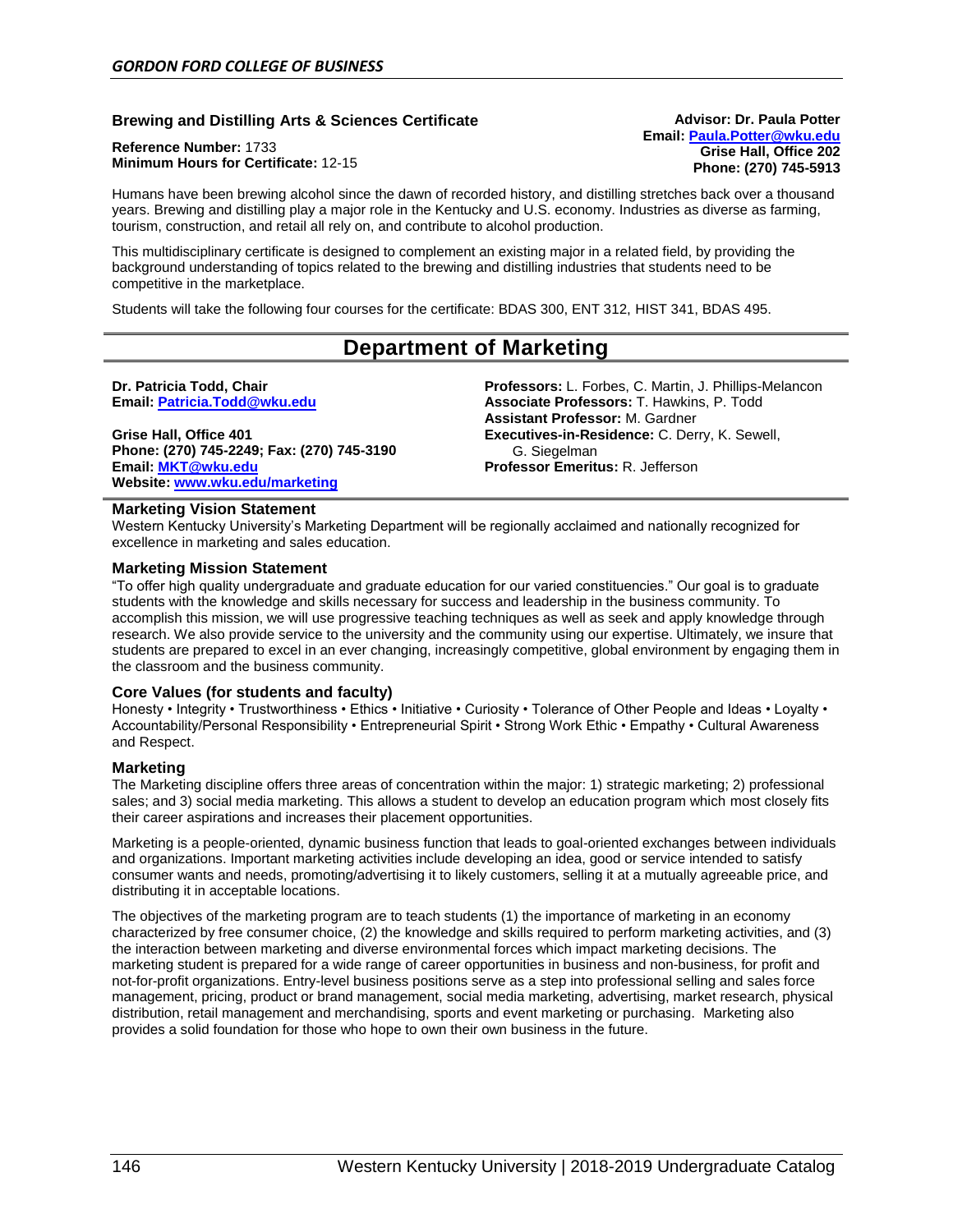### Brewing and Distilling Arts & Sciences Certificate

**Reference Number:** 1733
**Minimum Hours for Certificate:** 12-15

**Advisor: Dr. Paula Potter**
**Email: Paula.Potter@wku.edu**
**Grise Hall, Office 202**
**Phone: (270) 745-5913**

Humans have been brewing alcohol since the dawn of recorded history, and distilling stretches back over a thousand years. Brewing and distilling play a major role in the Kentucky and U.S. economy. Industries as diverse as farming, tourism, construction, and retail all rely on, and contribute to alcohol production.

This multidisciplinary certificate is designed to complement an existing major in a related field, by providing the background understanding of topics related to the brewing and distilling industries that students need to be competitive in the marketplace.

Students will take the following four courses for the certificate: BDAS 300, ENT 312, HIST 341, BDAS 495.

## Department of Marketing

**Dr. Patricia Todd, Chair**
**Email: Patricia.Todd@wku.edu**

**Grise Hall, Office 401**
**Phone: (270) 745-2249; Fax: (270) 745-3190**
**Email: MKT@wku.edu**
**Website: www.wku.edu/marketing**

**Professors:** L. Forbes, C. Martin, J. Phillips-Melancon
**Associate Professors:** T. Hawkins, P. Todd
**Assistant Professor:** M. Gardner
**Executives-in-Residence:** C. Derry, K. Sewell, G. Siegelman
**Professor Emeritus:** R. Jefferson

### Marketing Vision Statement

Western Kentucky University's Marketing Department will be regionally acclaimed and nationally recognized for excellence in marketing and sales education.

### Marketing Mission Statement

"To offer high quality undergraduate and graduate education for our varied constituencies." Our goal is to graduate students with the knowledge and skills necessary for success and leadership in the business community. To accomplish this mission, we will use progressive teaching techniques as well as seek and apply knowledge through research. We also provide service to the university and the community using our expertise. Ultimately, we insure that students are prepared to excel in an ever changing, increasingly competitive, global environment by engaging them in the classroom and the business community.

### Core Values (for students and faculty)

Honesty • Integrity • Trustworthiness • Ethics • Initiative • Curiosity • Tolerance of Other People and Ideas • Loyalty • Accountability/Personal Responsibility • Entrepreneurial Spirit • Strong Work Ethic • Empathy • Cultural Awareness and Respect.

### Marketing

The Marketing discipline offers three areas of concentration within the major: 1) strategic marketing; 2) professional sales; and 3) social media marketing. This allows a student to develop an education program which most closely fits their career aspirations and increases their placement opportunities.

Marketing is a people-oriented, dynamic business function that leads to goal-oriented exchanges between individuals and organizations. Important marketing activities include developing an idea, good or service intended to satisfy consumer wants and needs, promoting/advertising it to likely customers, selling it at a mutually agreeable price, and distributing it in acceptable locations.

The objectives of the marketing program are to teach students (1) the importance of marketing in an economy characterized by free consumer choice, (2) the knowledge and skills required to perform marketing activities, and (3) the interaction between marketing and diverse environmental forces which impact marketing decisions. The marketing student is prepared for a wide range of career opportunities in business and non-business, for profit and not-for-profit organizations. Entry-level business positions serve as a step into professional selling and sales force management, pricing, product or brand management, social media marketing, advertising, market research, physical distribution, retail management and merchandising, sports and event marketing or purchasing. Marketing also provides a solid foundation for those who hope to own their own business in the future.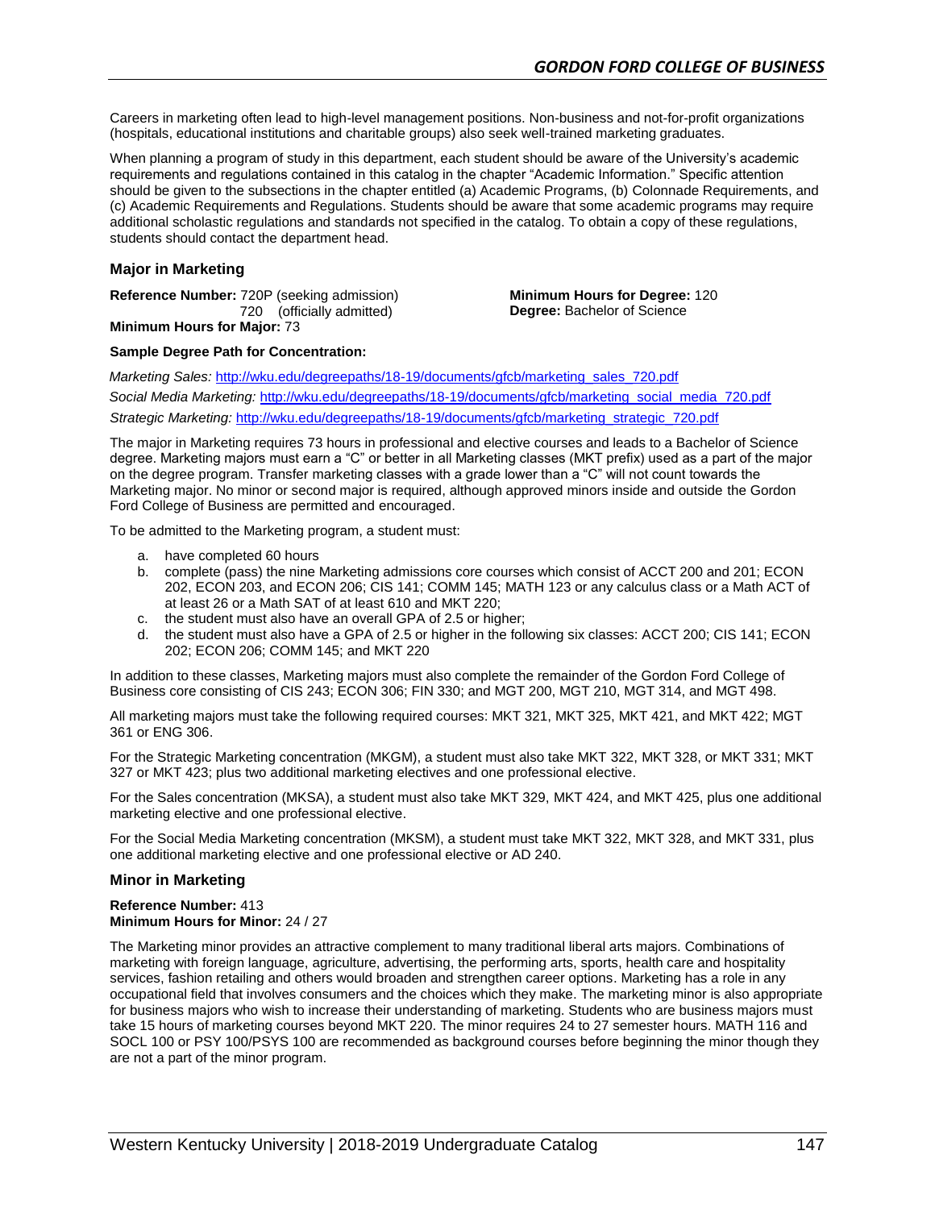Careers in marketing often lead to high-level management positions. Non-business and not-for-profit organizations (hospitals, educational institutions and charitable groups) also seek well-trained marketing graduates.

When planning a program of study in this department, each student should be aware of the University's academic requirements and regulations contained in this catalog in the chapter "Academic Information." Specific attention should be given to the subsections in the chapter entitled (a) Academic Programs, (b) Colonnade Requirements, and (c) Academic Requirements and Regulations. Students should be aware that some academic programs may require additional scholastic regulations and standards not specified in the catalog. To obtain a copy of these regulations, students should contact the department head.

### Major in Marketing

**Reference Number:** 720P (seeking admission)
720 (officially admitted)
**Minimum Hours for Major:** 73
**Minimum Hours for Degree:** 120
**Degree:** Bachelor of Science

**Sample Degree Path for Concentration:**

*Marketing Sales:* http://wku.edu/degreepaths/18-19/documents/gfcb/marketing_sales_720.pdf

*Social Media Marketing:* http://wku.edu/degreepaths/18-19/documents/gfcb/marketing_social_media_720.pdf

*Strategic Marketing:* http://wku.edu/degreepaths/18-19/documents/gfcb/marketing_strategic_720.pdf

The major in Marketing requires 73 hours in professional and elective courses and leads to a Bachelor of Science degree. Marketing majors must earn a "C" or better in all Marketing classes (MKT prefix) used as a part of the major on the degree program. Transfer marketing classes with a grade lower than a "C" will not count towards the Marketing major. No minor or second major is required, although approved minors inside and outside the Gordon Ford College of Business are permitted and encouraged.

To be admitted to the Marketing program, a student must:

a. have completed 60 hours
b. complete (pass) the nine Marketing admissions core courses which consist of ACCT 200 and 201; ECON 202, ECON 203, and ECON 206; CIS 141; COMM 145; MATH 123 or any calculus class or a Math ACT of at least 26 or a Math SAT of at least 610 and MKT 220;
c. the student must also have an overall GPA of 2.5 or higher;
d. the student must also have a GPA of 2.5 or higher in the following six classes: ACCT 200; CIS 141; ECON 202; ECON 206; COMM 145; and MKT 220

In addition to these classes, Marketing majors must also complete the remainder of the Gordon Ford College of Business core consisting of CIS 243; ECON 306; FIN 330; and MGT 200, MGT 210, MGT 314, and MGT 498.

All marketing majors must take the following required courses: MKT 321, MKT 325, MKT 421, and MKT 422; MGT 361 or ENG 306.

For the Strategic Marketing concentration (MKGM), a student must also take MKT 322, MKT 328, or MKT 331; MKT 327 or MKT 423; plus two additional marketing electives and one professional elective.

For the Sales concentration (MKSA), a student must also take MKT 329, MKT 424, and MKT 425, plus one additional marketing elective and one professional elective.

For the Social Media Marketing concentration (MKSM), a student must take MKT 322, MKT 328, and MKT 331, plus one additional marketing elective and one professional elective or AD 240.

### Minor in Marketing

**Reference Number:** 413
**Minimum Hours for Minor:** 24 / 27

The Marketing minor provides an attractive complement to many traditional liberal arts majors. Combinations of marketing with foreign language, agriculture, advertising, the performing arts, sports, health care and hospitality services, fashion retailing and others would broaden and strengthen career options. Marketing has a role in any occupational field that involves consumers and the choices which they make. The marketing minor is also appropriate for business majors who wish to increase their understanding of marketing. Students who are business majors must take 15 hours of marketing courses beyond MKT 220. The minor requires 24 to 27 semester hours. MATH 116 and SOCL 100 or PSY 100/PSYS 100 are recommended as background courses before beginning the minor though they are not a part of the minor program.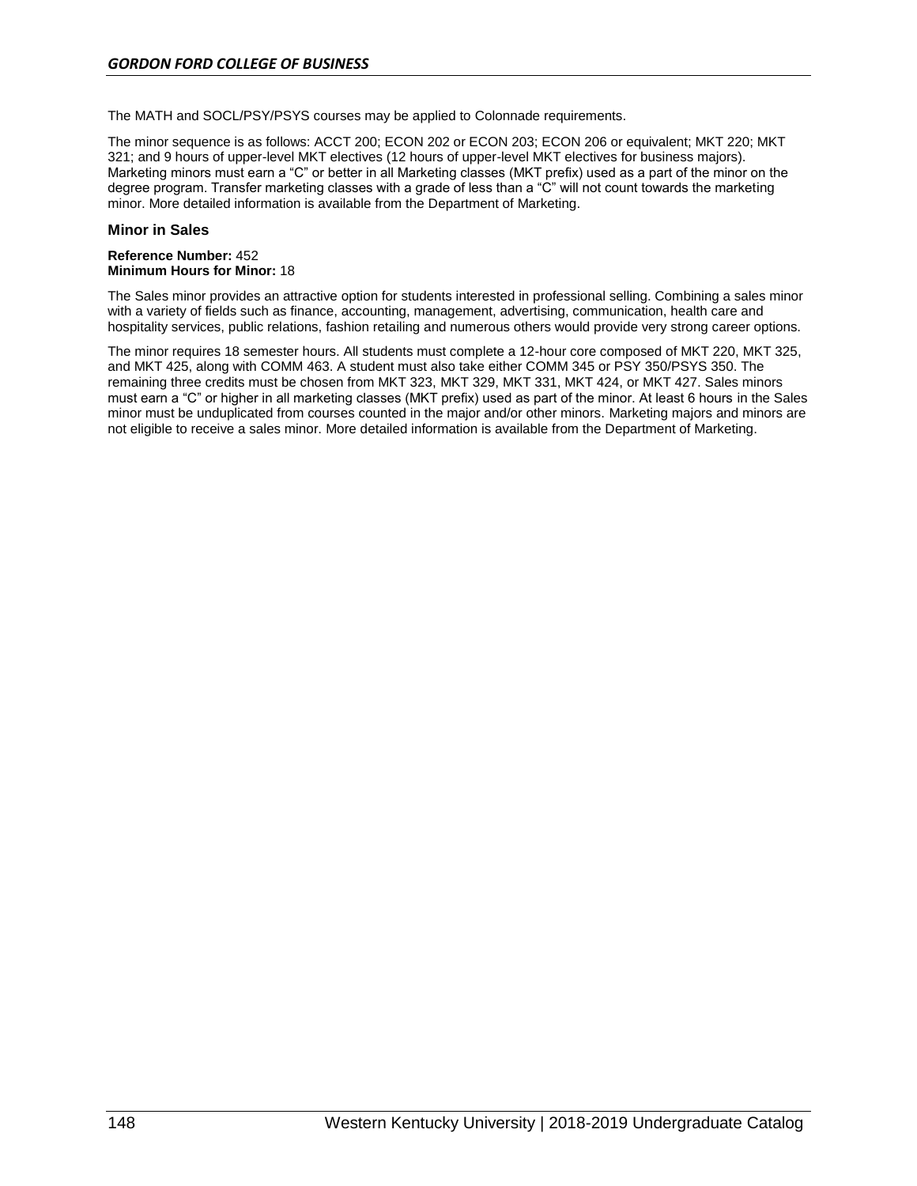The MATH and SOCL/PSY/PSYS courses may be applied to Colonnade requirements.

The minor sequence is as follows: ACCT 200; ECON 202 or ECON 203; ECON 206 or equivalent; MKT 220; MKT 321; and 9 hours of upper-level MKT electives (12 hours of upper-level MKT electives for business majors). Marketing minors must earn a "C" or better in all Marketing classes (MKT prefix) used as a part of the minor on the degree program. Transfer marketing classes with a grade of less than a "C" will not count towards the marketing minor. More detailed information is available from the Department of Marketing.

### Minor in Sales

**Reference Number:** 452
**Minimum Hours for Minor:** 18

The Sales minor provides an attractive option for students interested in professional selling. Combining a sales minor with a variety of fields such as finance, accounting, management, advertising, communication, health care and hospitality services, public relations, fashion retailing and numerous others would provide very strong career options.

The minor requires 18 semester hours. All students must complete a 12-hour core composed of MKT 220, MKT 325, and MKT 425, along with COMM 463. A student must also take either COMM 345 or PSY 350/PSYS 350. The remaining three credits must be chosen from MKT 323, MKT 329, MKT 331, MKT 424, or MKT 427. Sales minors must earn a "C" or higher in all marketing classes (MKT prefix) used as part of the minor. At least 6 hours in the Sales minor must be unduplicated from courses counted in the major and/or other minors. Marketing majors and minors are not eligible to receive a sales minor. More detailed information is available from the Department of Marketing.